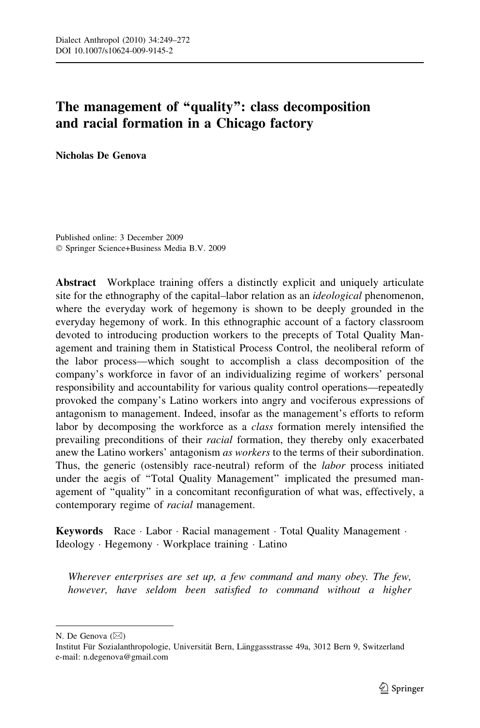# The management of "quality": class decomposition and racial formation in a Chicago factory

**Nicholas De Genova**

Published online: 3 December 2009
© Springer Science+Business Media B.V. 2009

**Abstract** Workplace training offers a distinctly explicit and uniquely articulate site for the ethnography of the capital–labor relation as an *ideological* phenomenon, where the everyday work of hegemony is shown to be deeply grounded in the everyday hegemony of work. In this ethnographic account of a factory classroom devoted to introducing production workers to the precepts of Total Quality Management and training them in Statistical Process Control, the neoliberal reform of the labor process—which sought to accomplish a class decomposition of the company's workforce in favor of an individualizing regime of workers' personal responsibility and accountability for various quality control operations—repeatedly provoked the company's Latino workers into angry and vociferous expressions of antagonism to management. Indeed, insofar as the management's efforts to reform labor by decomposing the workforce as a *class* formation merely intensified the prevailing preconditions of their *racial* formation, they thereby only exacerbated anew the Latino workers' antagonism *as workers* to the terms of their subordination. Thus, the generic (ostensibly race-neutral) reform of the *labor* process initiated under the aegis of "Total Quality Management" implicated the presumed management of "quality" in a concomitant reconfiguration of what was, effectively, a contemporary regime of *racial* management.

**Keywords** Race · Labor · Racial management · Total Quality Management · Ideology · Hegemony · Workplace training · Latino

> *Wherever enterprises are set up, a few command and many obey. The few, however, have seldom been satisfied to command without a higher*

---

N. De Genova (✉)
Institut Für Sozialanthropologie, Universität Bern, Länggassstrasse 49a, 3012 Bern 9, Switzerland
e-mail: n.degenova@gmail.com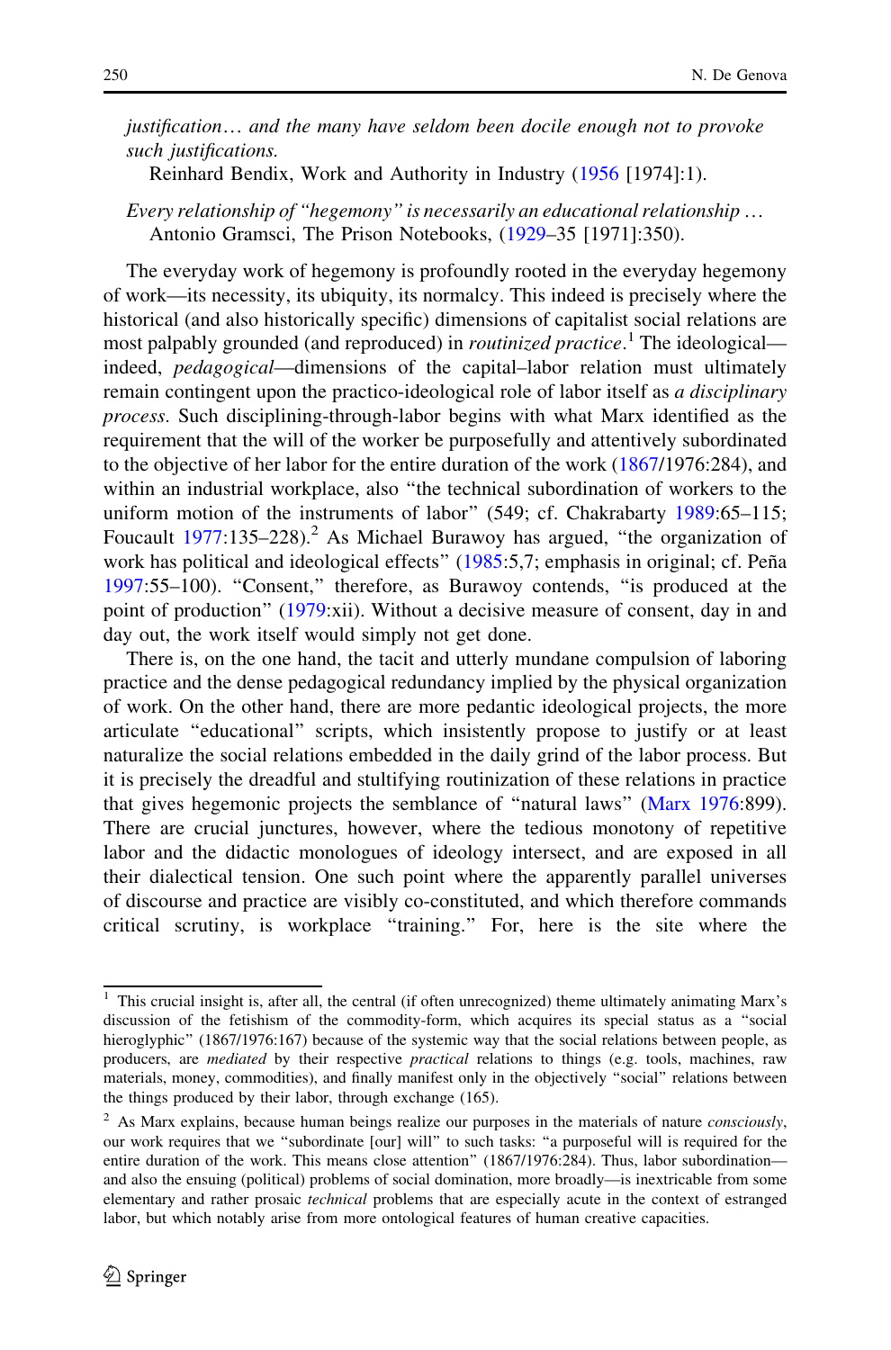*justification… and the many have seldom been docile enough not to provoke such justifications.*

Reinhard Bendix, Work and Authority in Industry (1956 [1974]:1).

*Every relationship of "hegemony" is necessarily an educational relationship …*
Antonio Gramsci, The Prison Notebooks, (1929–35 [1971]:350).

The everyday work of hegemony is profoundly rooted in the everyday hegemony of work—its necessity, its ubiquity, its normalcy. This indeed is precisely where the historical (and also historically specific) dimensions of capitalist social relations are most palpably grounded (and reproduced) in *routinized practice*.[1] The ideological—indeed, *pedagogical*—dimensions of the capital–labor relation must ultimately remain contingent upon the practico-ideological role of labor itself as *a disciplinary process*. Such disciplining-through-labor begins with what Marx identified as the requirement that the will of the worker be purposefully and attentively subordinated to the objective of her labor for the entire duration of the work (1867/1976:284), and within an industrial workplace, also "the technical subordination of workers to the uniform motion of the instruments of labor" (549; cf. Chakrabarty 1989:65–115; Foucault 1977:135–228).[2] As Michael Burawoy has argued, "the organization of work has political and ideological effects" (1985:5,7; emphasis in original; cf. Peña 1997:55–100). "Consent," therefore, as Burawoy contends, "is produced at the point of production" (1979:xii). Without a decisive measure of consent, day in and day out, the work itself would simply not get done.

There is, on the one hand, the tacit and utterly mundane compulsion of laboring practice and the dense pedagogical redundancy implied by the physical organization of work. On the other hand, there are more pedantic ideological projects, the more articulate "educational" scripts, which insistently propose to justify or at least naturalize the social relations embedded in the daily grind of the labor process. But it is precisely the dreadful and stultifying routinization of these relations in practice that gives hegemonic projects the semblance of "natural laws" (Marx 1976:899). There are crucial junctures, however, where the tedious monotony of repetitive labor and the didactic monologues of ideology intersect, and are exposed in all their dialectical tension. One such point where the apparently parallel universes of discourse and practice are visibly co-constituted, and which therefore commands critical scrutiny, is workplace "training." For, here is the site where the

---

[1] This crucial insight is, after all, the central (if often unrecognized) theme ultimately animating Marx's discussion of the fetishism of the commodity-form, which acquires its special status as a "social hieroglyphic" (1867/1976:167) because of the systemic way that the social relations between people, as producers, are *mediated* by their respective *practical* relations to things (e.g. tools, machines, raw materials, money, commodities), and finally manifest only in the objectively "social" relations between the things produced by their labor, through exchange (165).

[2] As Marx explains, because human beings realize our purposes in the materials of nature *consciously*, our work requires that we "subordinate [our] will" to such tasks: "a purposeful will is required for the entire duration of the work. This means close attention" (1867/1976:284). Thus, labor subordination—and also the ensuing (political) problems of social domination, more broadly—is inextricable from some elementary and rather prosaic *technical* problems that are especially acute in the context of estranged labor, but which notably arise from more ontological features of human creative capacities.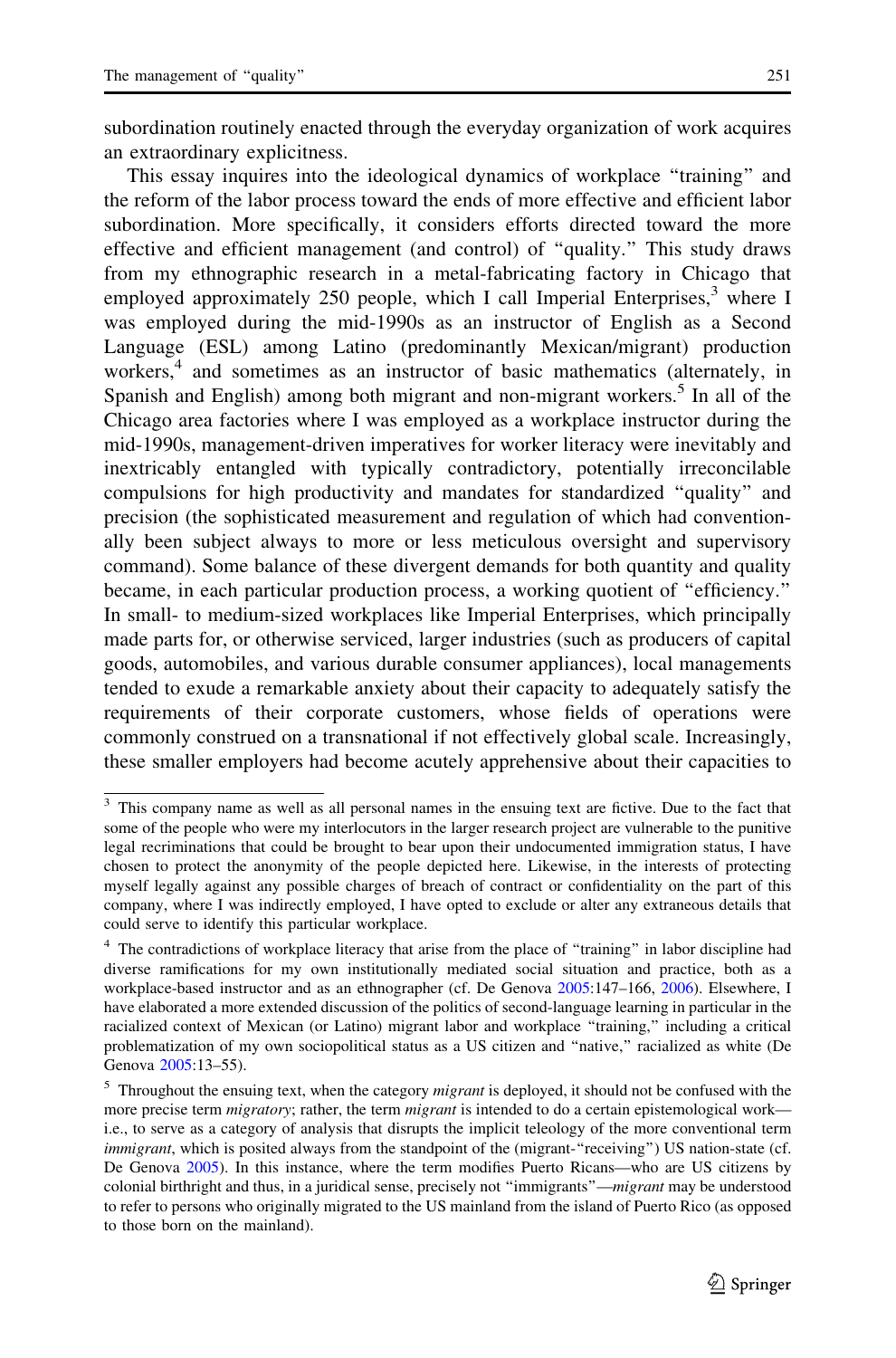subordination routinely enacted through the everyday organization of work acquires an extraordinary explicitness.

This essay inquires into the ideological dynamics of workplace "training" and the reform of the labor process toward the ends of more effective and efficient labor subordination. More specifically, it considers efforts directed toward the more effective and efficient management (and control) of "quality." This study draws from my ethnographic research in a metal-fabricating factory in Chicago that employed approximately 250 people, which I call Imperial Enterprises,[3] where I was employed during the mid-1990s as an instructor of English as a Second Language (ESL) among Latino (predominantly Mexican/migrant) production workers,[4] and sometimes as an instructor of basic mathematics (alternately, in Spanish and English) among both migrant and non-migrant workers.[5] In all of the Chicago area factories where I was employed as a workplace instructor during the mid-1990s, management-driven imperatives for worker literacy were inevitably and inextricably entangled with typically contradictory, potentially irreconcilable compulsions for high productivity and mandates for standardized "quality" and precision (the sophisticated measurement and regulation of which had conventionally been subject always to more or less meticulous oversight and supervisory command). Some balance of these divergent demands for both quantity and quality became, in each particular production process, a working quotient of "efficiency." In small- to medium-sized workplaces like Imperial Enterprises, which principally made parts for, or otherwise serviced, larger industries (such as producers of capital goods, automobiles, and various durable consumer appliances), local managements tended to exude a remarkable anxiety about their capacity to adequately satisfy the requirements of their corporate customers, whose fields of operations were commonly construed on a transnational if not effectively global scale. Increasingly, these smaller employers had become acutely apprehensive about their capacities to

---

[3] This company name as well as all personal names in the ensuing text are fictive. Due to the fact that some of the people who were my interlocutors in the larger research project are vulnerable to the punitive legal recriminations that could be brought to bear upon their undocumented immigration status, I have chosen to protect the anonymity of the people depicted here. Likewise, in the interests of protecting myself legally against any possible charges of breach of contract or confidentiality on the part of this company, where I was indirectly employed, I have opted to exclude or alter any extraneous details that could serve to identify this particular workplace.

[4] The contradictions of workplace literacy that arise from the place of "training" in labor discipline had diverse ramifications for my own institutionally mediated social situation and practice, both as a workplace-based instructor and as an ethnographer (cf. De Genova 2005:147–166, 2006). Elsewhere, I have elaborated a more extended discussion of the politics of second-language learning in particular in the racialized context of Mexican (or Latino) migrant labor and workplace "training," including a critical problematization of my own sociopolitical status as a US citizen and "native," racialized as white (De Genova 2005:13–55).

[5] Throughout the ensuing text, when the category *migrant* is deployed, it should not be confused with the more precise term *migratory*; rather, the term *migrant* is intended to do a certain epistemological work—i.e., to serve as a category of analysis that disrupts the implicit teleology of the more conventional term *immigrant*, which is posited always from the standpoint of the (migrant-"receiving") US nation-state (cf. De Genova 2005). In this instance, where the term modifies Puerto Ricans—who are US citizens by colonial birthright and thus, in a juridical sense, precisely not "immigrants"—*migrant* may be understood to refer to persons who originally migrated to the US mainland from the island of Puerto Rico (as opposed to those born on the mainland).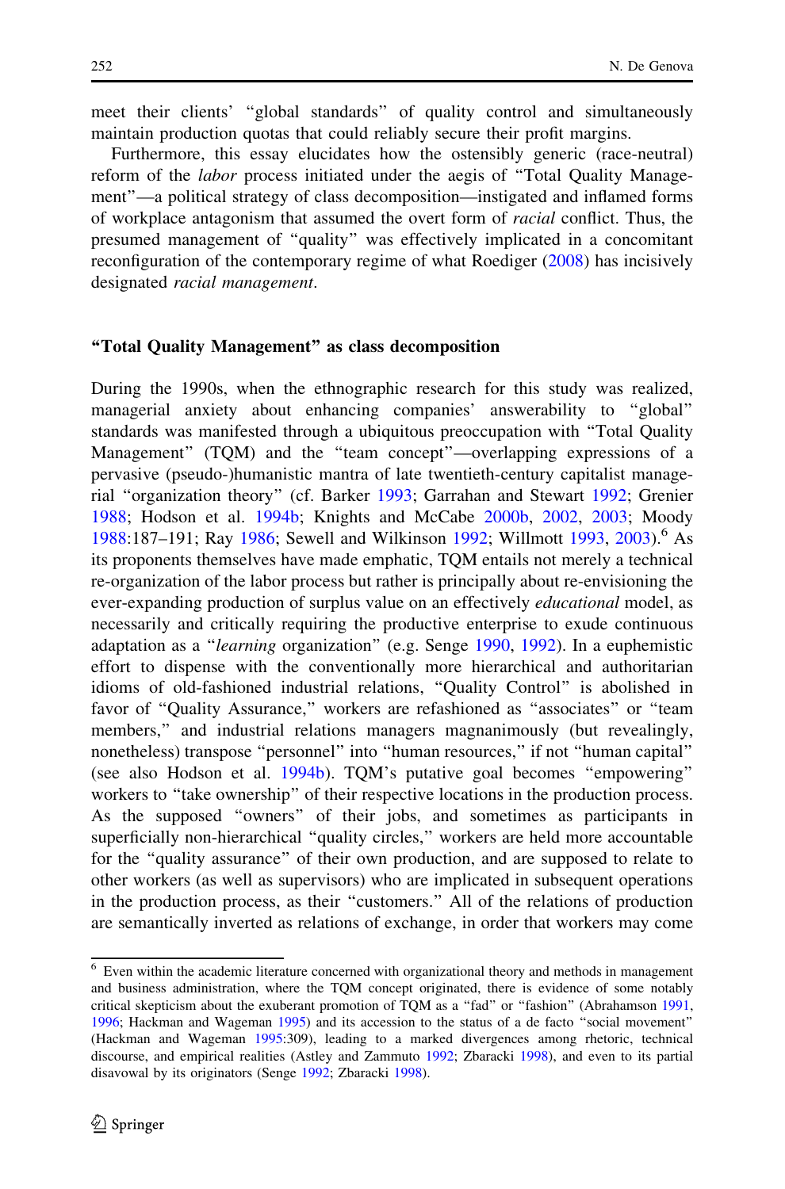meet their clients' "global standards" of quality control and simultaneously maintain production quotas that could reliably secure their profit margins.

Furthermore, this essay elucidates how the ostensibly generic (race-neutral) reform of the *labor* process initiated under the aegis of "Total Quality Management"—a political strategy of class decomposition—instigated and inflamed forms of workplace antagonism that assumed the overt form of *racial* conflict. Thus, the presumed management of "quality" was effectively implicated in a concomitant reconfiguration of the contemporary regime of what Roediger (2008) has incisively designated *racial management*.

## "Total Quality Management" as class decomposition

During the 1990s, when the ethnographic research for this study was realized, managerial anxiety about enhancing companies' answerability to "global" standards was manifested through a ubiquitous preoccupation with "Total Quality Management" (TQM) and the "team concept"—overlapping expressions of a pervasive (pseudo-)humanistic mantra of late twentieth-century capitalist managerial "organization theory" (cf. Barker 1993; Garrahan and Stewart 1992; Grenier 1988; Hodson et al. 1994b; Knights and McCabe 2000b, 2002, 2003; Moody 1988:187–191; Ray 1986; Sewell and Wilkinson 1992; Willmott 1993, 2003).[6] As its proponents themselves have made emphatic, TQM entails not merely a technical re-organization of the labor process but rather is principally about re-envisioning the ever-expanding production of surplus value on an effectively *educational* model, as necessarily and critically requiring the productive enterprise to exude continuous adaptation as a "*learning* organization" (e.g. Senge 1990, 1992). In a euphemistic effort to dispense with the conventionally more hierarchical and authoritarian idioms of old-fashioned industrial relations, "Quality Control" is abolished in favor of "Quality Assurance," workers are refashioned as "associates" or "team members," and industrial relations managers magnanimously (but revealingly, nonetheless) transpose "personnel" into "human resources," if not "human capital" (see also Hodson et al. 1994b). TQM's putative goal becomes "empowering" workers to "take ownership" of their respective locations in the production process. As the supposed "owners" of their jobs, and sometimes as participants in superficially non-hierarchical "quality circles," workers are held more accountable for the "quality assurance" of their own production, and are supposed to relate to other workers (as well as supervisors) who are implicated in subsequent operations in the production process, as their "customers." All of the relations of production are semantically inverted as relations of exchange, in order that workers may come

[6] Even within the academic literature concerned with organizational theory and methods in management and business administration, where the TQM concept originated, there is evidence of some notably critical skepticism about the exuberant promotion of TQM as a "fad" or "fashion" (Abrahamson 1991, 1996; Hackman and Wageman 1995) and its accession to the status of a de facto "social movement" (Hackman and Wageman 1995:309), leading to a marked divergences among rhetoric, technical discourse, and empirical realities (Astley and Zammuto 1992; Zbaracki 1998), and even to its partial disavowal by its originators (Senge 1992; Zbaracki 1998).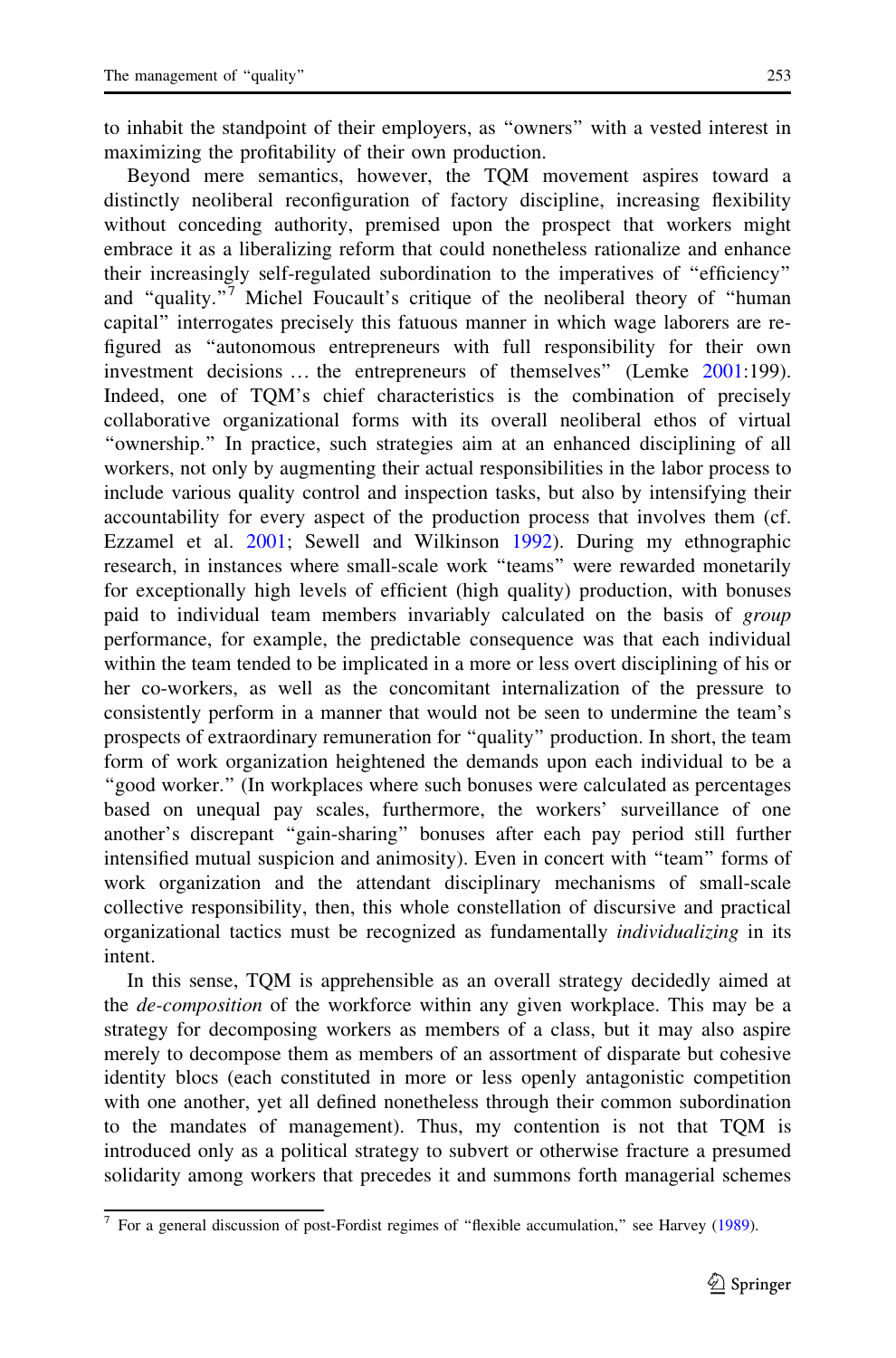to inhabit the standpoint of their employers, as "owners" with a vested interest in maximizing the profitability of their own production.

Beyond mere semantics, however, the TQM movement aspires toward a distinctly neoliberal reconfiguration of factory discipline, increasing flexibility without conceding authority, premised upon the prospect that workers might embrace it as a liberalizing reform that could nonetheless rationalize and enhance their increasingly self-regulated subordination to the imperatives of "efficiency" and "quality."[7] Michel Foucault's critique of the neoliberal theory of "human capital" interrogates precisely this fatuous manner in which wage laborers are re-figured as "autonomous entrepreneurs with full responsibility for their own investment decisions … the entrepreneurs of themselves" (Lemke 2001:199). Indeed, one of TQM's chief characteristics is the combination of precisely collaborative organizational forms with its overall neoliberal ethos of virtual "ownership." In practice, such strategies aim at an enhanced disciplining of all workers, not only by augmenting their actual responsibilities in the labor process to include various quality control and inspection tasks, but also by intensifying their accountability for every aspect of the production process that involves them (cf. Ezzamel et al. 2001; Sewell and Wilkinson 1992). During my ethnographic research, in instances where small-scale work "teams" were rewarded monetarily for exceptionally high levels of efficient (high quality) production, with bonuses paid to individual team members invariably calculated on the basis of *group* performance, for example, the predictable consequence was that each individual within the team tended to be implicated in a more or less overt disciplining of his or her co-workers, as well as the concomitant internalization of the pressure to consistently perform in a manner that would not be seen to undermine the team's prospects of extraordinary remuneration for "quality" production. In short, the team form of work organization heightened the demands upon each individual to be a "good worker." (In workplaces where such bonuses were calculated as percentages based on unequal pay scales, furthermore, the workers' surveillance of one another's discrepant "gain-sharing" bonuses after each pay period still further intensified mutual suspicion and animosity). Even in concert with "team" forms of work organization and the attendant disciplinary mechanisms of small-scale collective responsibility, then, this whole constellation of discursive and practical organizational tactics must be recognized as fundamentally *individualizing* in its intent.

In this sense, TQM is apprehensible as an overall strategy decidedly aimed at the *de-composition* of the workforce within any given workplace. This may be a strategy for decomposing workers as members of a class, but it may also aspire merely to decompose them as members of an assortment of disparate but cohesive identity blocs (each constituted in more or less openly antagonistic competition with one another, yet all defined nonetheless through their common subordination to the mandates of management). Thus, my contention is not that TQM is introduced only as a political strategy to subvert or otherwise fracture a presumed solidarity among workers that precedes it and summons forth managerial schemes

[7] For a general discussion of post-Fordist regimes of "flexible accumulation," see Harvey (1989).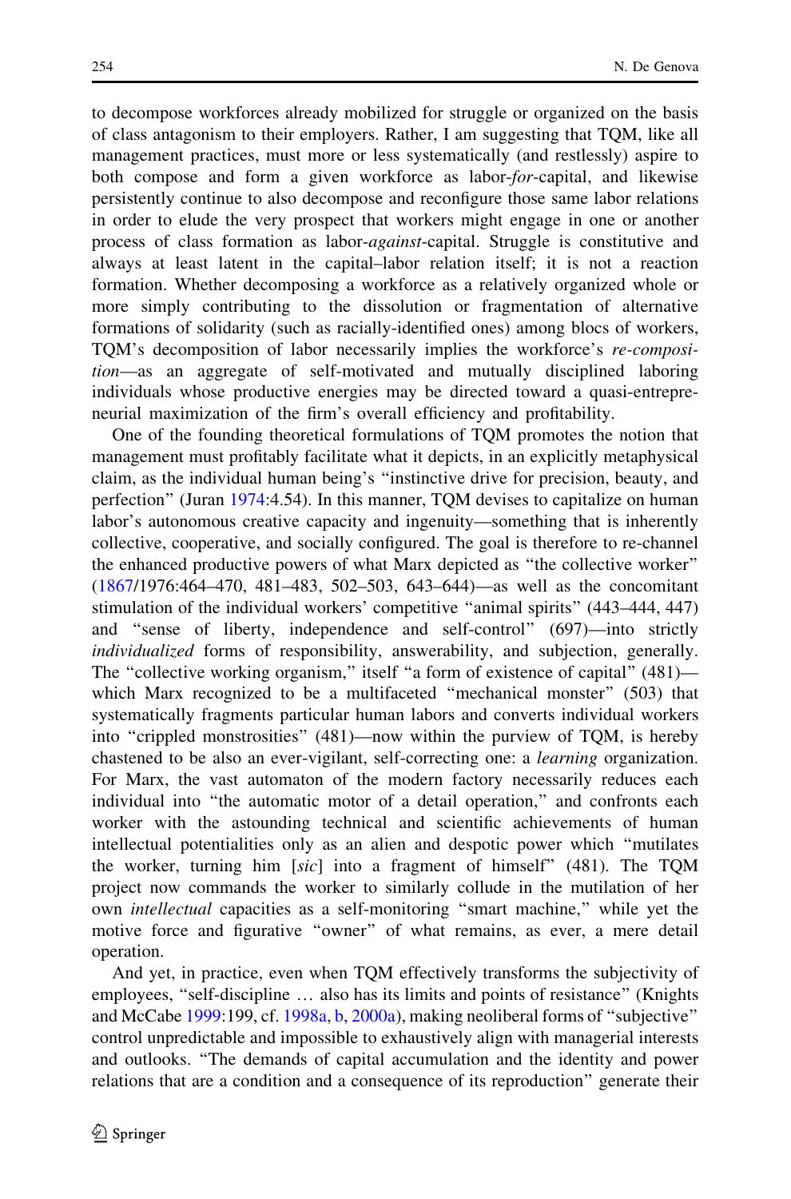to decompose workforces already mobilized for struggle or organized on the basis of class antagonism to their employers. Rather, I am suggesting that TQM, like all management practices, must more or less systematically (and restlessly) aspire to both compose and form a given workforce as labor-*for*-capital, and likewise persistently continue to also decompose and reconfigure those same labor relations in order to elude the very prospect that workers might engage in one or another process of class formation as labor-*against*-capital. Struggle is constitutive and always at least latent in the capital–labor relation itself; it is not a reaction formation. Whether decomposing a workforce as a relatively organized whole or more simply contributing to the dissolution or fragmentation of alternative formations of solidarity (such as racially-identified ones) among blocs of workers, TQM's decomposition of labor necessarily implies the workforce's *re-composition*—as an aggregate of self-motivated and mutually disciplined laboring individuals whose productive energies may be directed toward a quasi-entrepreneurial maximization of the firm's overall efficiency and profitability.

One of the founding theoretical formulations of TQM promotes the notion that management must profitably facilitate what it depicts, in an explicitly metaphysical claim, as the individual human being's "instinctive drive for precision, beauty, and perfection" (Juran 1974:4.54). In this manner, TQM devises to capitalize on human labor's autonomous creative capacity and ingenuity—something that is inherently collective, cooperative, and socially configured. The goal is therefore to re-channel the enhanced productive powers of what Marx depicted as "the collective worker" (1867/1976:464–470, 481–483, 502–503, 643–644)—as well as the concomitant stimulation of the individual workers' competitive "animal spirits" (443–444, 447) and "sense of liberty, independence and self-control" (697)—into strictly *individualized* forms of responsibility, answerability, and subjection, generally. The "collective working organism," itself "a form of existence of capital" (481)—which Marx recognized to be a multifaceted "mechanical monster" (503) that systematically fragments particular human labors and converts individual workers into "crippled monstrosities" (481)—now within the purview of TQM, is hereby chastened to be also an ever-vigilant, self-correcting one: a *learning* organization. For Marx, the vast automaton of the modern factory necessarily reduces each individual into "the automatic motor of a detail operation," and confronts each worker with the astounding technical and scientific achievements of human intellectual potentialities only as an alien and despotic power which "mutilates the worker, turning him [*sic*] into a fragment of himself" (481). The TQM project now commands the worker to similarly collude in the mutilation of her own *intellectual* capacities as a self-monitoring "smart machine," while yet the motive force and figurative "owner" of what remains, as ever, a mere detail operation.

And yet, in practice, even when TQM effectively transforms the subjectivity of employees, "self-discipline … also has its limits and points of resistance" (Knights and McCabe 1999:199, cf. 1998a, b, 2000a), making neoliberal forms of "subjective" control unpredictable and impossible to exhaustively align with managerial interests and outlooks. "The demands of capital accumulation and the identity and power relations that are a condition and a consequence of its reproduction" generate their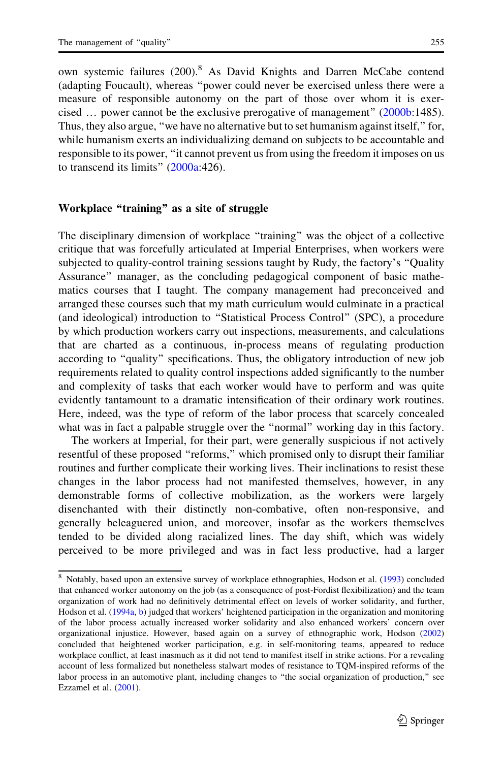own systemic failures (200).[8] As David Knights and Darren McCabe contend (adapting Foucault), whereas "power could never be exercised unless there were a measure of responsible autonomy on the part of those over whom it is exercised … power cannot be the exclusive prerogative of management" (2000b:1485). Thus, they also argue, "we have no alternative but to set humanism against itself," for, while humanism exerts an individualizing demand on subjects to be accountable and responsible to its power, "it cannot prevent us from using the freedom it imposes on us to transcend its limits" (2000a:426).

## Workplace "training" as a site of struggle

The disciplinary dimension of workplace "training" was the object of a collective critique that was forcefully articulated at Imperial Enterprises, when workers were subjected to quality-control training sessions taught by Rudy, the factory's "Quality Assurance" manager, as the concluding pedagogical component of basic mathematics courses that I taught. The company management had preconceived and arranged these courses such that my math curriculum would culminate in a practical (and ideological) introduction to "Statistical Process Control" (SPC), a procedure by which production workers carry out inspections, measurements, and calculations that are charted as a continuous, in-process means of regulating production according to "quality" specifications. Thus, the obligatory introduction of new job requirements related to quality control inspections added significantly to the number and complexity of tasks that each worker would have to perform and was quite evidently tantamount to a dramatic intensification of their ordinary work routines. Here, indeed, was the type of reform of the labor process that scarcely concealed what was in fact a palpable struggle over the "normal" working day in this factory.

The workers at Imperial, for their part, were generally suspicious if not actively resentful of these proposed "reforms," which promised only to disrupt their familiar routines and further complicate their working lives. Their inclinations to resist these changes in the labor process had not manifested themselves, however, in any demonstrable forms of collective mobilization, as the workers were largely disenchanted with their distinctly non-combative, often non-responsive, and generally beleaguered union, and moreover, insofar as the workers themselves tended to be divided along racialized lines. The day shift, which was widely perceived to be more privileged and was in fact less productive, had a larger

[8] Notably, based upon an extensive survey of workplace ethnographies, Hodson et al. (1993) concluded that enhanced worker autonomy on the job (as a consequence of post-Fordist flexibilization) and the team organization of work had no definitively detrimental effect on levels of worker solidarity, and further, Hodson et al. (1994a, b) judged that workers' heightened participation in the organization and monitoring of the labor process actually increased worker solidarity and also enhanced workers' concern over organizational injustice. However, based again on a survey of ethnographic work, Hodson (2002) concluded that heightened worker participation, e.g. in self-monitoring teams, appeared to reduce workplace conflict, at least inasmuch as it did not tend to manifest itself in strike actions. For a revealing account of less formalized but nonetheless stalwart modes of resistance to TQM-inspired reforms of the labor process in an automotive plant, including changes to "the social organization of production," see Ezzamel et al. (2001).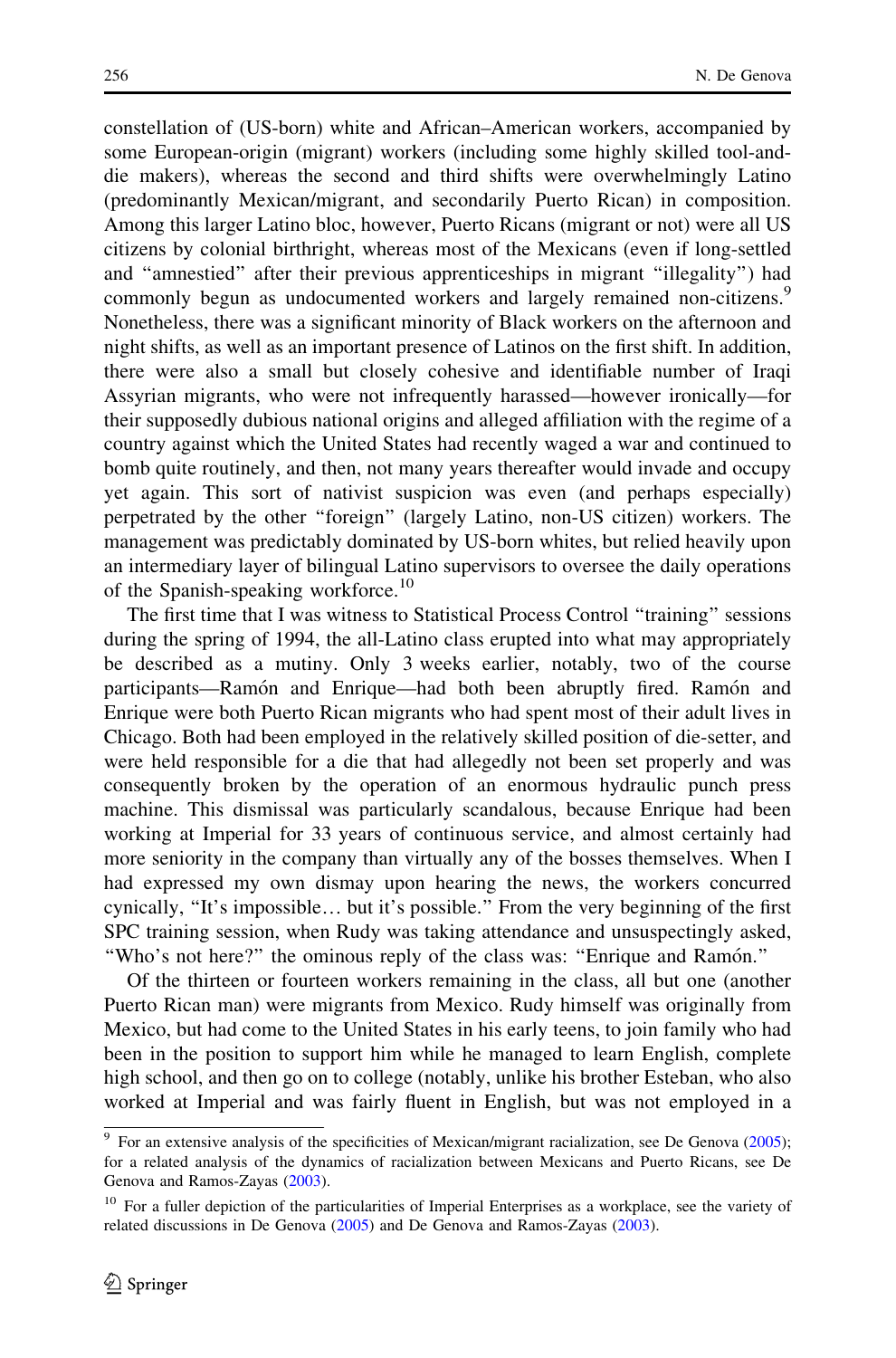constellation of (US-born) white and African–American workers, accompanied by some European-origin (migrant) workers (including some highly skilled tool-and-die makers), whereas the second and third shifts were overwhelmingly Latino (predominantly Mexican/migrant, and secondarily Puerto Rican) in composition. Among this larger Latino bloc, however, Puerto Ricans (migrant or not) were all US citizens by colonial birthright, whereas most of the Mexicans (even if long-settled and "amnestied" after their previous apprenticeships in migrant "illegality") had commonly begun as undocumented workers and largely remained non-citizens.[9] Nonetheless, there was a significant minority of Black workers on the afternoon and night shifts, as well as an important presence of Latinos on the first shift. In addition, there were also a small but closely cohesive and identifiable number of Iraqi Assyrian migrants, who were not infrequently harassed—however ironically—for their supposedly dubious national origins and alleged affiliation with the regime of a country against which the United States had recently waged a war and continued to bomb quite routinely, and then, not many years thereafter would invade and occupy yet again. This sort of nativist suspicion was even (and perhaps especially) perpetrated by the other "foreign" (largely Latino, non-US citizen) workers. The management was predictably dominated by US-born whites, but relied heavily upon an intermediary layer of bilingual Latino supervisors to oversee the daily operations of the Spanish-speaking workforce.[10]

The first time that I was witness to Statistical Process Control "training" sessions during the spring of 1994, the all-Latino class erupted into what may appropriately be described as a mutiny. Only 3 weeks earlier, notably, two of the course participants—Ramón and Enrique—had both been abruptly fired. Ramón and Enrique were both Puerto Rican migrants who had spent most of their adult lives in Chicago. Both had been employed in the relatively skilled position of die-setter, and were held responsible for a die that had allegedly not been set properly and was consequently broken by the operation of an enormous hydraulic punch press machine. This dismissal was particularly scandalous, because Enrique had been working at Imperial for 33 years of continuous service, and almost certainly had more seniority in the company than virtually any of the bosses themselves. When I had expressed my own dismay upon hearing the news, the workers concurred cynically, "It's impossible… but it's possible." From the very beginning of the first SPC training session, when Rudy was taking attendance and unsuspectingly asked, "Who's not here?" the ominous reply of the class was: "Enrique and Ramón."

Of the thirteen or fourteen workers remaining in the class, all but one (another Puerto Rican man) were migrants from Mexico. Rudy himself was originally from Mexico, but had come to the United States in his early teens, to join family who had been in the position to support him while he managed to learn English, complete high school, and then go on to college (notably, unlike his brother Esteban, who also worked at Imperial and was fairly fluent in English, but was not employed in a

[9] For an extensive analysis of the specificities of Mexican/migrant racialization, see De Genova (2005); for a related analysis of the dynamics of racialization between Mexicans and Puerto Ricans, see De Genova and Ramos-Zayas (2003).

[10] For a fuller depiction of the particularities of Imperial Enterprises as a workplace, see the variety of related discussions in De Genova (2005) and De Genova and Ramos-Zayas (2003).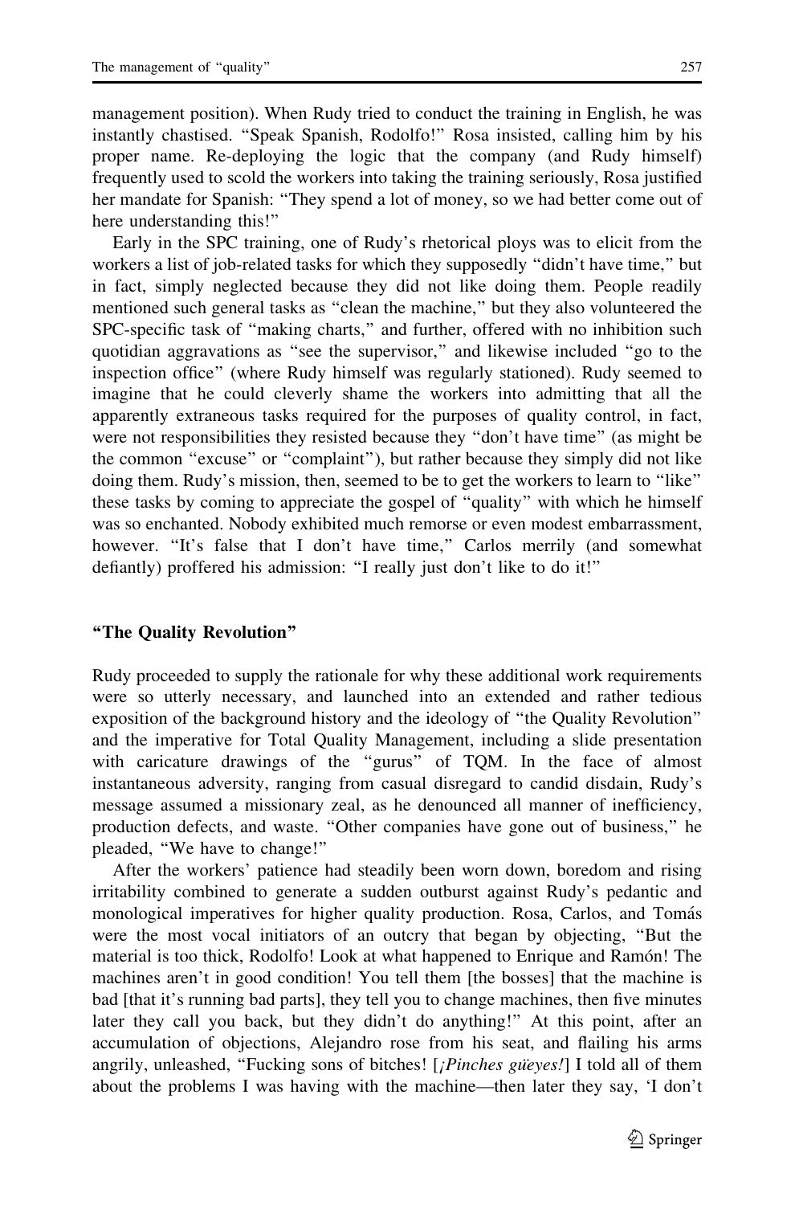management position). When Rudy tried to conduct the training in English, he was instantly chastised. “Speak Spanish, Rodolfo!” Rosa insisted, calling him by his proper name. Re-deploying the logic that the company (and Rudy himself) frequently used to scold the workers into taking the training seriously, Rosa justified her mandate for Spanish: “They spend a lot of money, so we had better come out of here understanding this!”

Early in the SPC training, one of Rudy’s rhetorical ploys was to elicit from the workers a list of job-related tasks for which they supposedly “didn’t have time,” but in fact, simply neglected because they did not like doing them. People readily mentioned such general tasks as “clean the machine,” but they also volunteered the SPC-specific task of “making charts,” and further, offered with no inhibition such quotidian aggravations as “see the supervisor,” and likewise included “go to the inspection office” (where Rudy himself was regularly stationed). Rudy seemed to imagine that he could cleverly shame the workers into admitting that all the apparently extraneous tasks required for the purposes of quality control, in fact, were not responsibilities they resisted because they “don’t have time” (as might be the common “excuse” or “complaint”), but rather because they simply did not like doing them. Rudy’s mission, then, seemed to be to get the workers to learn to “like” these tasks by coming to appreciate the gospel of “quality” with which he himself was so enchanted. Nobody exhibited much remorse or even modest embarrassment, however. “It’s false that I don’t have time,” Carlos merrily (and somewhat defiantly) proffered his admission: “I really just don’t like to do it!”

## “The Quality Revolution”

Rudy proceeded to supply the rationale for why these additional work requirements were so utterly necessary, and launched into an extended and rather tedious exposition of the background history and the ideology of “the Quality Revolution” and the imperative for Total Quality Management, including a slide presentation with caricature drawings of the “gurus” of TQM. In the face of almost instantaneous adversity, ranging from casual disregard to candid disdain, Rudy’s message assumed a missionary zeal, as he denounced all manner of inefficiency, production defects, and waste. “Other companies have gone out of business,” he pleaded, “We have to change!”

After the workers’ patience had steadily been worn down, boredom and rising irritability combined to generate a sudden outburst against Rudy’s pedantic and monological imperatives for higher quality production. Rosa, Carlos, and Tomás were the most vocal initiators of an outcry that began by objecting, “But the material is too thick, Rodolfo! Look at what happened to Enrique and Ramón! The machines aren’t in good condition! You tell them [the bosses] that the machine is bad [that it’s running bad parts], they tell you to change machines, then five minutes later they call you back, but they didn’t do anything!” At this point, after an accumulation of objections, Alejandro rose from his seat, and flailing his arms angrily, unleashed, “Fucking sons of bitches! [*¡Pinches güeyes!*] I told all of them about the problems I was having with the machine—then later they say, ‘I don’t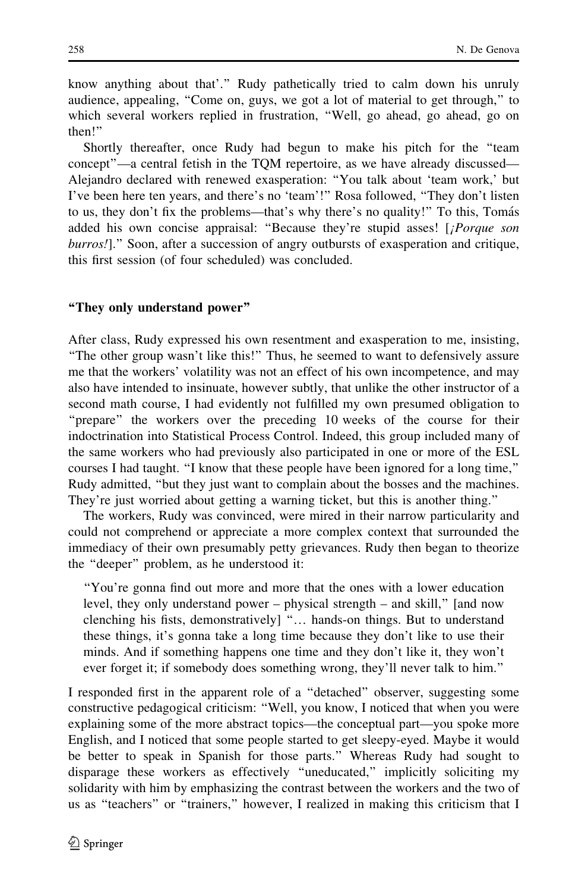know anything about that'." Rudy pathetically tried to calm down his unruly audience, appealing, "Come on, guys, we got a lot of material to get through," to which several workers replied in frustration, "Well, go ahead, go ahead, go on then!"

Shortly thereafter, once Rudy had begun to make his pitch for the "team concept"—a central fetish in the TQM repertoire, as we have already discussed—Alejandro declared with renewed exasperation: "You talk about 'team work,' but I've been here ten years, and there's no 'team'!" Rosa followed, "They don't listen to us, they don't fix the problems—that's why there's no quality!" To this, Tomás added his own concise appraisal: "Because they're stupid asses! [*¡Porque son burros!*]." Soon, after a succession of angry outbursts of exasperation and critique, this first session (of four scheduled) was concluded.

## "They only understand power"

After class, Rudy expressed his own resentment and exasperation to me, insisting, "The other group wasn't like this!" Thus, he seemed to want to defensively assure me that the workers' volatility was not an effect of his own incompetence, and may also have intended to insinuate, however subtly, that unlike the other instructor of a second math course, I had evidently not fulfilled my own presumed obligation to "prepare" the workers over the preceding 10 weeks of the course for their indoctrination into Statistical Process Control. Indeed, this group included many of the same workers who had previously also participated in one or more of the ESL courses I had taught. "I know that these people have been ignored for a long time," Rudy admitted, "but they just want to complain about the bosses and the machines. They're just worried about getting a warning ticket, but this is another thing."

The workers, Rudy was convinced, were mired in their narrow particularity and could not comprehend or appreciate a more complex context that surrounded the immediacy of their own presumably petty grievances. Rudy then began to theorize the "deeper" problem, as he understood it:

> "You're gonna find out more and more that the ones with a lower education level, they only understand power – physical strength – and skill," [and now clenching his fists, demonstratively] "… hands-on things. But to understand these things, it's gonna take a long time because they don't like to use their minds. And if something happens one time and they don't like it, they won't ever forget it; if somebody does something wrong, they'll never talk to him."

I responded first in the apparent role of a "detached" observer, suggesting some constructive pedagogical criticism: "Well, you know, I noticed that when you were explaining some of the more abstract topics—the conceptual part—you spoke more English, and I noticed that some people started to get sleepy-eyed. Maybe it would be better to speak in Spanish for those parts." Whereas Rudy had sought to disparage these workers as effectively "uneducated," implicitly soliciting my solidarity with him by emphasizing the contrast between the workers and the two of us as "teachers" or "trainers," however, I realized in making this criticism that I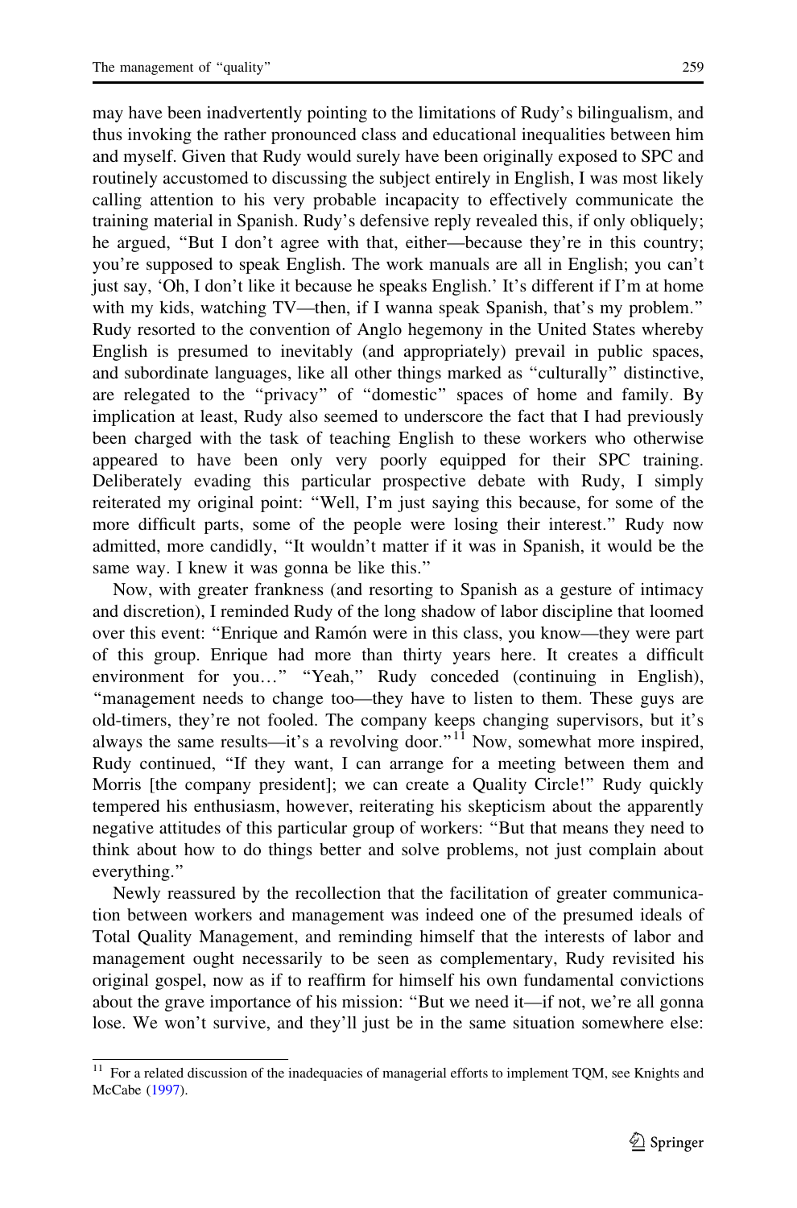may have been inadvertently pointing to the limitations of Rudy's bilingualism, and thus invoking the rather pronounced class and educational inequalities between him and myself. Given that Rudy would surely have been originally exposed to SPC and routinely accustomed to discussing the subject entirely in English, I was most likely calling attention to his very probable incapacity to effectively communicate the training material in Spanish. Rudy's defensive reply revealed this, if only obliquely; he argued, "But I don't agree with that, either—because they're in this country; you're supposed to speak English. The work manuals are all in English; you can't just say, 'Oh, I don't like it because he speaks English.' It's different if I'm at home with my kids, watching TV—then, if I wanna speak Spanish, that's my problem." Rudy resorted to the convention of Anglo hegemony in the United States whereby English is presumed to inevitably (and appropriately) prevail in public spaces, and subordinate languages, like all other things marked as "culturally" distinctive, are relegated to the "privacy" of "domestic" spaces of home and family. By implication at least, Rudy also seemed to underscore the fact that I had previously been charged with the task of teaching English to these workers who otherwise appeared to have been only very poorly equipped for their SPC training. Deliberately evading this particular prospective debate with Rudy, I simply reiterated my original point: "Well, I'm just saying this because, for some of the more difficult parts, some of the people were losing their interest." Rudy now admitted, more candidly, "It wouldn't matter if it was in Spanish, it would be the same way. I knew it was gonna be like this."

Now, with greater frankness (and resorting to Spanish as a gesture of intimacy and discretion), I reminded Rudy of the long shadow of labor discipline that loomed over this event: "Enrique and Ramón were in this class, you know—they were part of this group. Enrique had more than thirty years here. It creates a difficult environment for you…" "Yeah," Rudy conceded (continuing in English), "management needs to change too—they have to listen to them. These guys are old-timers, they're not fooled. The company keeps changing supervisors, but it's always the same results—it's a revolving door."[11] Now, somewhat more inspired, Rudy continued, "If they want, I can arrange for a meeting between them and Morris [the company president]; we can create a Quality Circle!" Rudy quickly tempered his enthusiasm, however, reiterating his skepticism about the apparently negative attitudes of this particular group of workers: "But that means they need to think about how to do things better and solve problems, not just complain about everything."

Newly reassured by the recollection that the facilitation of greater communication between workers and management was indeed one of the presumed ideals of Total Quality Management, and reminding himself that the interests of labor and management ought necessarily to be seen as complementary, Rudy revisited his original gospel, now as if to reaffirm for himself his own fundamental convictions about the grave importance of his mission: "But we need it—if not, we're all gonna lose. We won't survive, and they'll just be in the same situation somewhere else:

[11] For a related discussion of the inadequacies of managerial efforts to implement TQM, see Knights and McCabe (1997).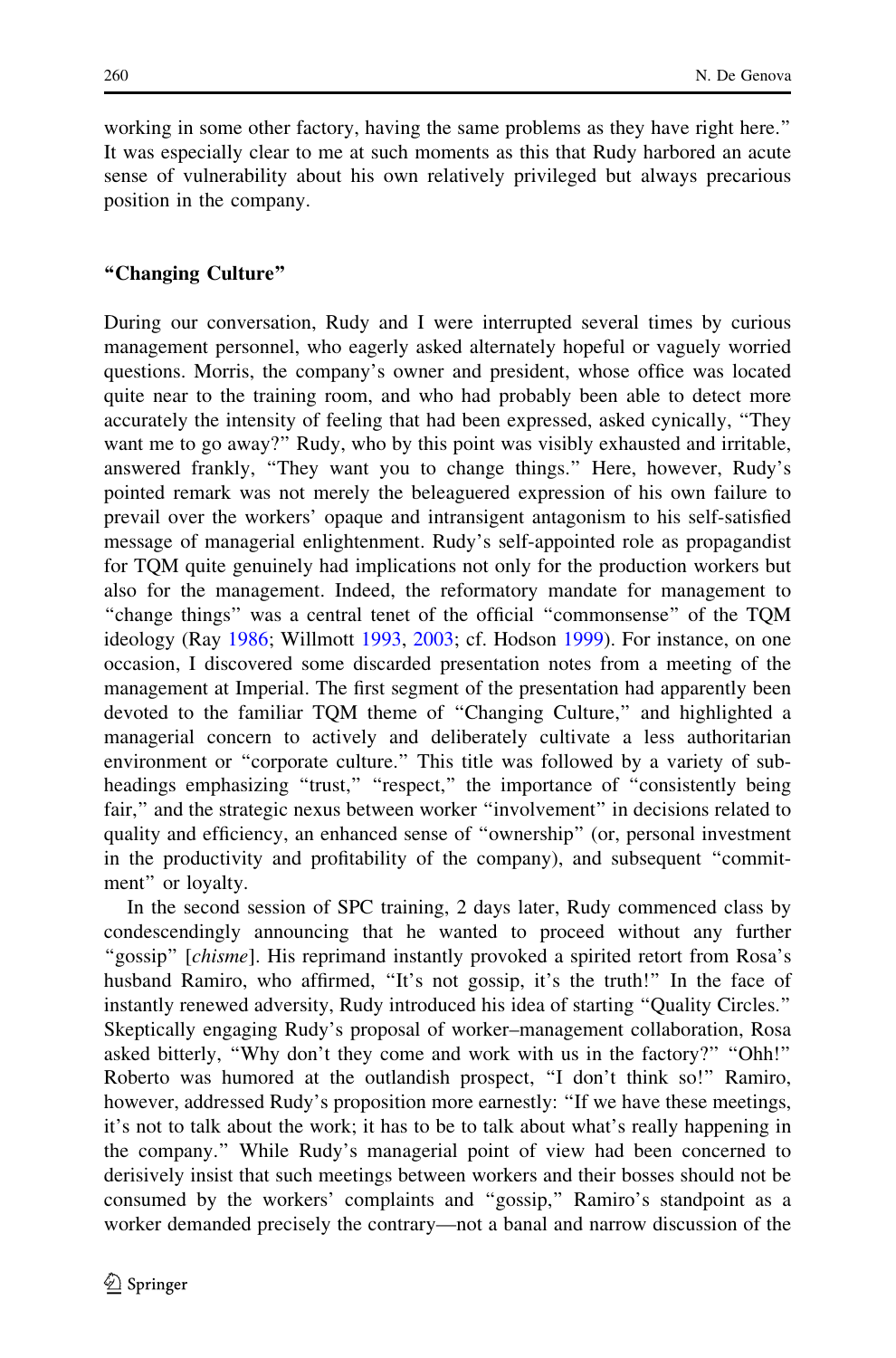working in some other factory, having the same problems as they have right here." It was especially clear to me at such moments as this that Rudy harbored an acute sense of vulnerability about his own relatively privileged but always precarious position in the company.

### "Changing Culture"

During our conversation, Rudy and I were interrupted several times by curious management personnel, who eagerly asked alternately hopeful or vaguely worried questions. Morris, the company's owner and president, whose office was located quite near to the training room, and who had probably been able to detect more accurately the intensity of feeling that had been expressed, asked cynically, "They want me to go away?" Rudy, who by this point was visibly exhausted and irritable, answered frankly, "They want you to change things." Here, however, Rudy's pointed remark was not merely the beleaguered expression of his own failure to prevail over the workers' opaque and intransigent antagonism to his self-satisfied message of managerial enlightenment. Rudy's self-appointed role as propagandist for TQM quite genuinely had implications not only for the production workers but also for the management. Indeed, the reformatory mandate for management to "change things" was a central tenet of the official "commonsense" of the TQM ideology (Ray 1986; Willmott 1993, 2003; cf. Hodson 1999). For instance, on one occasion, I discovered some discarded presentation notes from a meeting of the management at Imperial. The first segment of the presentation had apparently been devoted to the familiar TQM theme of "Changing Culture," and highlighted a managerial concern to actively and deliberately cultivate a less authoritarian environment or "corporate culture." This title was followed by a variety of sub-headings emphasizing "trust," "respect," the importance of "consistently being fair," and the strategic nexus between worker "involvement" in decisions related to quality and efficiency, an enhanced sense of "ownership" (or, personal investment in the productivity and profitability of the company), and subsequent "commitment" or loyalty.

In the second session of SPC training, 2 days later, Rudy commenced class by condescendingly announcing that he wanted to proceed without any further "gossip" [*chisme*]. His reprimand instantly provoked a spirited retort from Rosa's husband Ramiro, who affirmed, "It's not gossip, it's the truth!" In the face of instantly renewed adversity, Rudy introduced his idea of starting "Quality Circles." Skeptically engaging Rudy's proposal of worker–management collaboration, Rosa asked bitterly, "Why don't they come and work with us in the factory?" "Ohh!" Roberto was humored at the outlandish prospect, "I don't think so!" Ramiro, however, addressed Rudy's proposition more earnestly: "If we have these meetings, it's not to talk about the work; it has to be to talk about what's really happening in the company." While Rudy's managerial point of view had been concerned to derisively insist that such meetings between workers and their bosses should not be consumed by the workers' complaints and "gossip," Ramiro's standpoint as a worker demanded precisely the contrary—not a banal and narrow discussion of the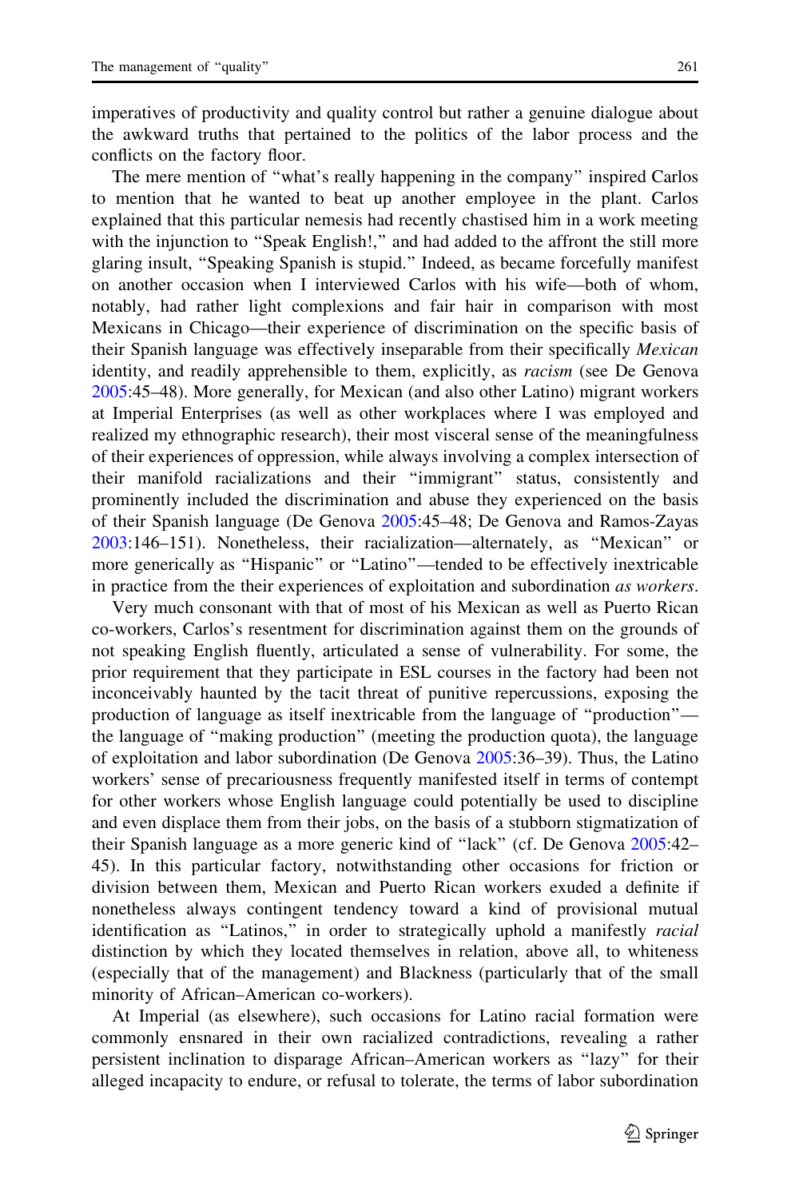imperatives of productivity and quality control but rather a genuine dialogue about the awkward truths that pertained to the politics of the labor process and the conflicts on the factory floor.

The mere mention of "what's really happening in the company" inspired Carlos to mention that he wanted to beat up another employee in the plant. Carlos explained that this particular nemesis had recently chastised him in a work meeting with the injunction to "Speak English!," and had added to the affront the still more glaring insult, "Speaking Spanish is stupid." Indeed, as became forcefully manifest on another occasion when I interviewed Carlos with his wife—both of whom, notably, had rather light complexions and fair hair in comparison with most Mexicans in Chicago—their experience of discrimination on the specific basis of their Spanish language was effectively inseparable from their specifically *Mexican* identity, and readily apprehensible to them, explicitly, as *racism* (see De Genova 2005:45–48). More generally, for Mexican (and also other Latino) migrant workers at Imperial Enterprises (as well as other workplaces where I was employed and realized my ethnographic research), their most visceral sense of the meaningfulness of their experiences of oppression, while always involving a complex intersection of their manifold racializations and their "immigrant" status, consistently and prominently included the discrimination and abuse they experienced on the basis of their Spanish language (De Genova 2005:45–48; De Genova and Ramos-Zayas 2003:146–151). Nonetheless, their racialization—alternately, as "Mexican" or more generically as "Hispanic" or "Latino"—tended to be effectively inextricable in practice from the their experiences of exploitation and subordination *as workers*.

Very much consonant with that of most of his Mexican as well as Puerto Rican co-workers, Carlos's resentment for discrimination against them on the grounds of not speaking English fluently, articulated a sense of vulnerability. For some, the prior requirement that they participate in ESL courses in the factory had been not inconceivably haunted by the tacit threat of punitive repercussions, exposing the production of language as itself inextricable from the language of "production"—the language of "making production" (meeting the production quota), the language of exploitation and labor subordination (De Genova 2005:36–39). Thus, the Latino workers' sense of precariousness frequently manifested itself in terms of contempt for other workers whose English language could potentially be used to discipline and even displace them from their jobs, on the basis of a stubborn stigmatization of their Spanish language as a more generic kind of "lack" (cf. De Genova 2005:42–45). In this particular factory, notwithstanding other occasions for friction or division between them, Mexican and Puerto Rican workers exuded a definite if nonetheless always contingent tendency toward a kind of provisional mutual identification as "Latinos," in order to strategically uphold a manifestly *racial* distinction by which they located themselves in relation, above all, to whiteness (especially that of the management) and Blackness (particularly that of the small minority of African–American co-workers).

At Imperial (as elsewhere), such occasions for Latino racial formation were commonly ensnared in their own racialized contradictions, revealing a rather persistent inclination to disparage African–American workers as "lazy" for their alleged incapacity to endure, or refusal to tolerate, the terms of labor subordination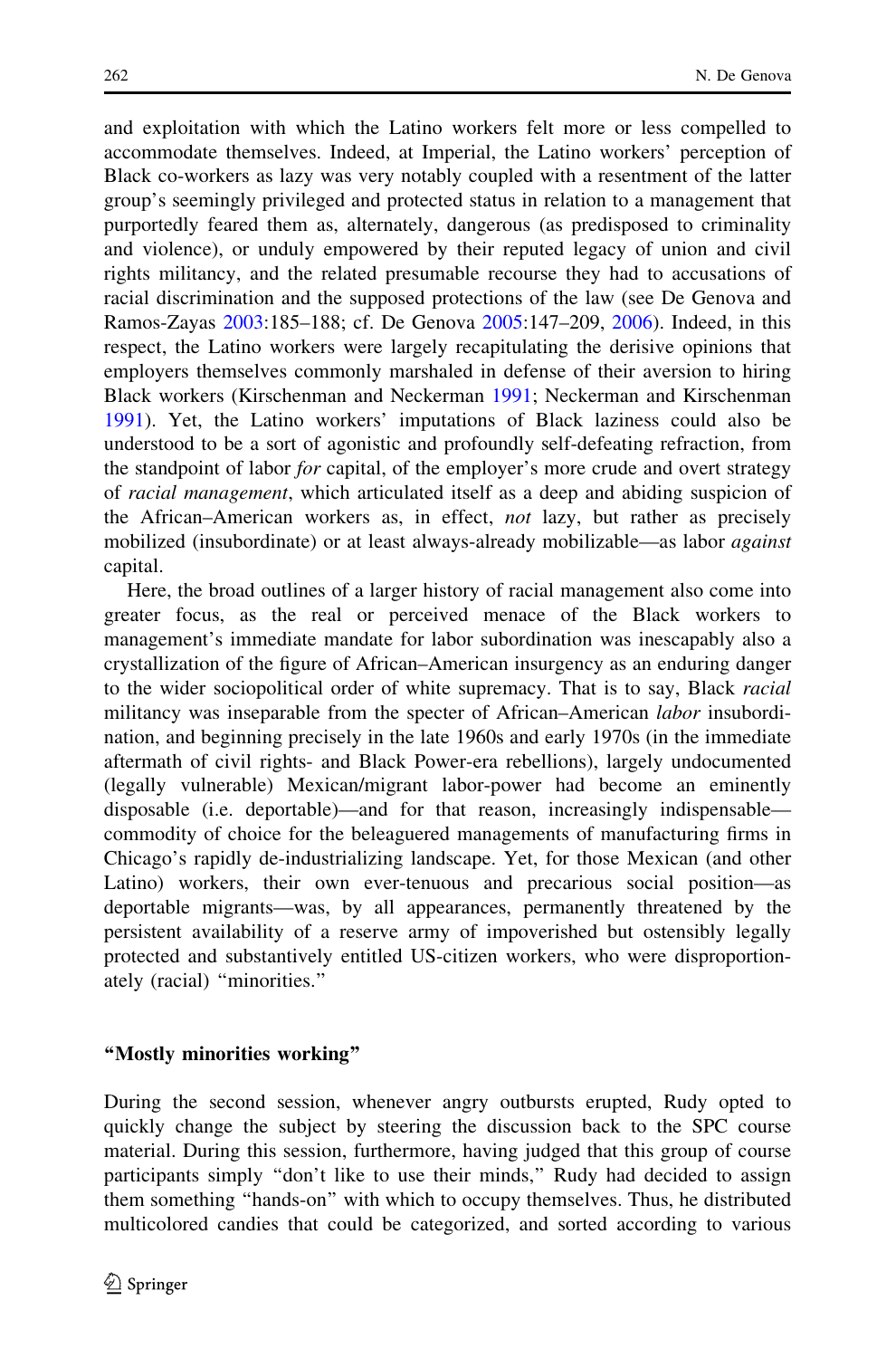and exploitation with which the Latino workers felt more or less compelled to accommodate themselves. Indeed, at Imperial, the Latino workers' perception of Black co-workers as lazy was very notably coupled with a resentment of the latter group's seemingly privileged and protected status in relation to a management that purportedly feared them as, alternately, dangerous (as predisposed to criminality and violence), or unduly empowered by their reputed legacy of union and civil rights militancy, and the related presumable recourse they had to accusations of racial discrimination and the supposed protections of the law (see De Genova and Ramos-Zayas 2003:185–188; cf. De Genova 2005:147–209, 2006). Indeed, in this respect, the Latino workers were largely recapitulating the derisive opinions that employers themselves commonly marshaled in defense of their aversion to hiring Black workers (Kirschenman and Neckerman 1991; Neckerman and Kirschenman 1991). Yet, the Latino workers' imputations of Black laziness could also be understood to be a sort of agonistic and profoundly self-defeating refraction, from the standpoint of labor *for* capital, of the employer's more crude and overt strategy of *racial management*, which articulated itself as a deep and abiding suspicion of the African–American workers as, in effect, *not* lazy, but rather as precisely mobilized (insubordinate) or at least always-already mobilizable—as labor *against* capital.

Here, the broad outlines of a larger history of racial management also come into greater focus, as the real or perceived menace of the Black workers to management's immediate mandate for labor subordination was inescapably also a crystallization of the figure of African–American insurgency as an enduring danger to the wider sociopolitical order of white supremacy. That is to say, Black *racial* militancy was inseparable from the specter of African–American *labor* insubordination, and beginning precisely in the late 1960s and early 1970s (in the immediate aftermath of civil rights- and Black Power-era rebellions), largely undocumented (legally vulnerable) Mexican/migrant labor-power had become an eminently disposable (i.e. deportable)—and for that reason, increasingly indispensable—commodity of choice for the beleaguered managements of manufacturing firms in Chicago's rapidly de-industrializing landscape. Yet, for those Mexican (and other Latino) workers, their own ever-tenuous and precarious social position—as deportable migrants—was, by all appearances, permanently threatened by the persistent availability of a reserve army of impoverished but ostensibly legally protected and substantively entitled US-citizen workers, who were disproportionately (racial) "minorities."

### "Mostly minorities working"

During the second session, whenever angry outbursts erupted, Rudy opted to quickly change the subject by steering the discussion back to the SPC course material. During this session, furthermore, having judged that this group of course participants simply "don't like to use their minds," Rudy had decided to assign them something "hands-on" with which to occupy themselves. Thus, he distributed multicolored candies that could be categorized, and sorted according to various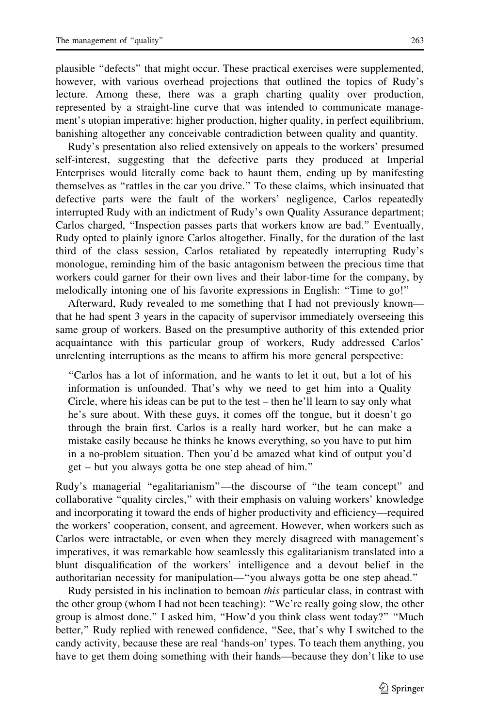plausible "defects" that might occur. These practical exercises were supplemented, however, with various overhead projections that outlined the topics of Rudy's lecture. Among these, there was a graph charting quality over production, represented by a straight-line curve that was intended to communicate management's utopian imperative: higher production, higher quality, in perfect equilibrium, banishing altogether any conceivable contradiction between quality and quantity.

Rudy's presentation also relied extensively on appeals to the workers' presumed self-interest, suggesting that the defective parts they produced at Imperial Enterprises would literally come back to haunt them, ending up by manifesting themselves as "rattles in the car you drive." To these claims, which insinuated that defective parts were the fault of the workers' negligence, Carlos repeatedly interrupted Rudy with an indictment of Rudy's own Quality Assurance department; Carlos charged, "Inspection passes parts that workers know are bad." Eventually, Rudy opted to plainly ignore Carlos altogether. Finally, for the duration of the last third of the class session, Carlos retaliated by repeatedly interrupting Rudy's monologue, reminding him of the basic antagonism between the precious time that workers could garner for their own lives and their labor-time for the company, by melodically intoning one of his favorite expressions in English: "Time to go!"

Afterward, Rudy revealed to me something that I had not previously known—that he had spent 3 years in the capacity of supervisor immediately overseeing this same group of workers. Based on the presumptive authority of this extended prior acquaintance with this particular group of workers, Rudy addressed Carlos' unrelenting interruptions as the means to affirm his more general perspective:

> "Carlos has a lot of information, and he wants to let it out, but a lot of his information is unfounded. That's why we need to get him into a Quality Circle, where his ideas can be put to the test – then he'll learn to say only what he's sure about. With these guys, it comes off the tongue, but it doesn't go through the brain first. Carlos is a really hard worker, but he can make a mistake easily because he thinks he knows everything, so you have to put him in a no-problem situation. Then you'd be amazed what kind of output you'd get – but you always gotta be one step ahead of him."

Rudy's managerial "egalitarianism"—the discourse of "the team concept" and collaborative "quality circles," with their emphasis on valuing workers' knowledge and incorporating it toward the ends of higher productivity and efficiency—required the workers' cooperation, consent, and agreement. However, when workers such as Carlos were intractable, or even when they merely disagreed with management's imperatives, it was remarkable how seamlessly this egalitarianism translated into a blunt disqualification of the workers' intelligence and a devout belief in the authoritarian necessity for manipulation—"you always gotta be one step ahead."

Rudy persisted in his inclination to bemoan *this* particular class, in contrast with the other group (whom I had not been teaching): "We're really going slow, the other group is almost done." I asked him, "How'd you think class went today?" "Much better," Rudy replied with renewed confidence, "See, that's why I switched to the candy activity, because these are real 'hands-on' types. To teach them anything, you have to get them doing something with their hands—because they don't like to use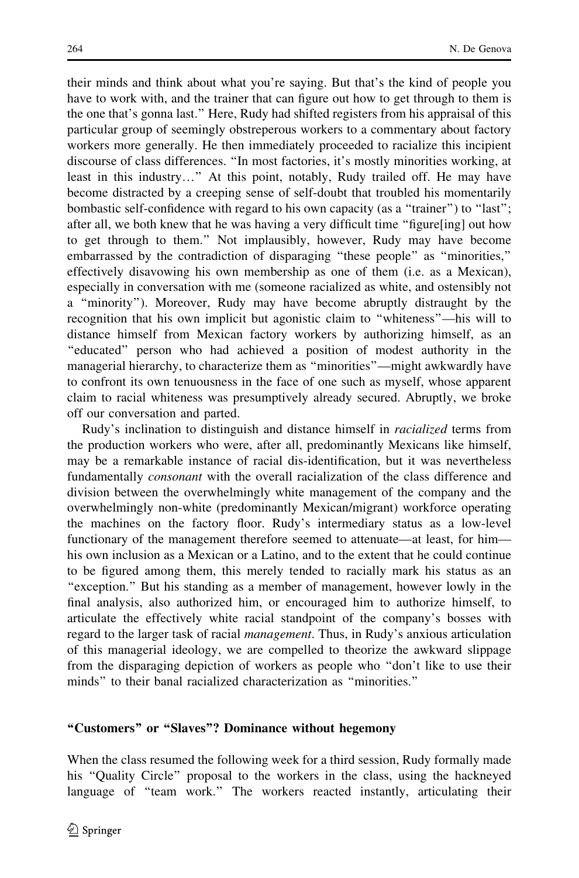their minds and think about what you're saying. But that's the kind of people you have to work with, and the trainer that can figure out how to get through to them is the one that's gonna last." Here, Rudy had shifted registers from his appraisal of this particular group of seemingly obstreperous workers to a commentary about factory workers more generally. He then immediately proceeded to racialize this incipient discourse of class differences. "In most factories, it's mostly minorities working, at least in this industry…" At this point, notably, Rudy trailed off. He may have become distracted by a creeping sense of self-doubt that troubled his momentarily bombastic self-confidence with regard to his own capacity (as a "trainer") to "last"; after all, we both knew that he was having a very difficult time "figure[ing] out how to get through to them." Not implausibly, however, Rudy may have become embarrassed by the contradiction of disparaging "these people" as "minorities," effectively disavowing his own membership as one of them (i.e. as a Mexican), especially in conversation with me (someone racialized as white, and ostensibly not a "minority"). Moreover, Rudy may have become abruptly distraught by the recognition that his own implicit but agonistic claim to "whiteness"—his will to distance himself from Mexican factory workers by authorizing himself, as an "educated" person who had achieved a position of modest authority in the managerial hierarchy, to characterize them as "minorities"—might awkwardly have to confront its own tenuousness in the face of one such as myself, whose apparent claim to racial whiteness was presumptively already secured. Abruptly, we broke off our conversation and parted.

Rudy's inclination to distinguish and distance himself in *racialized* terms from the production workers who were, after all, predominantly Mexicans like himself, may be a remarkable instance of racial dis-identification, but it was nevertheless fundamentally *consonant* with the overall racialization of the class difference and division between the overwhelmingly white management of the company and the overwhelmingly non-white (predominantly Mexican/migrant) workforce operating the machines on the factory floor. Rudy's intermediary status as a low-level functionary of the management therefore seemed to attenuate—at least, for him—his own inclusion as a Mexican or a Latino, and to the extent that he could continue to be figured among them, this merely tended to racially mark his status as an "exception." But his standing as a member of management, however lowly in the final analysis, also authorized him, or encouraged him to authorize himself, to articulate the effectively white racial standpoint of the company's bosses with regard to the larger task of racial *management*. Thus, in Rudy's anxious articulation of this managerial ideology, we are compelled to theorize the awkward slippage from the disparaging depiction of workers as people who "don't like to use their minds" to their banal racialized characterization as "minorities."

### "Customers" or "Slaves"? Dominance without hegemony

When the class resumed the following week for a third session, Rudy formally made his "Quality Circle" proposal to the workers in the class, using the hackneyed language of "team work." The workers reacted instantly, articulating their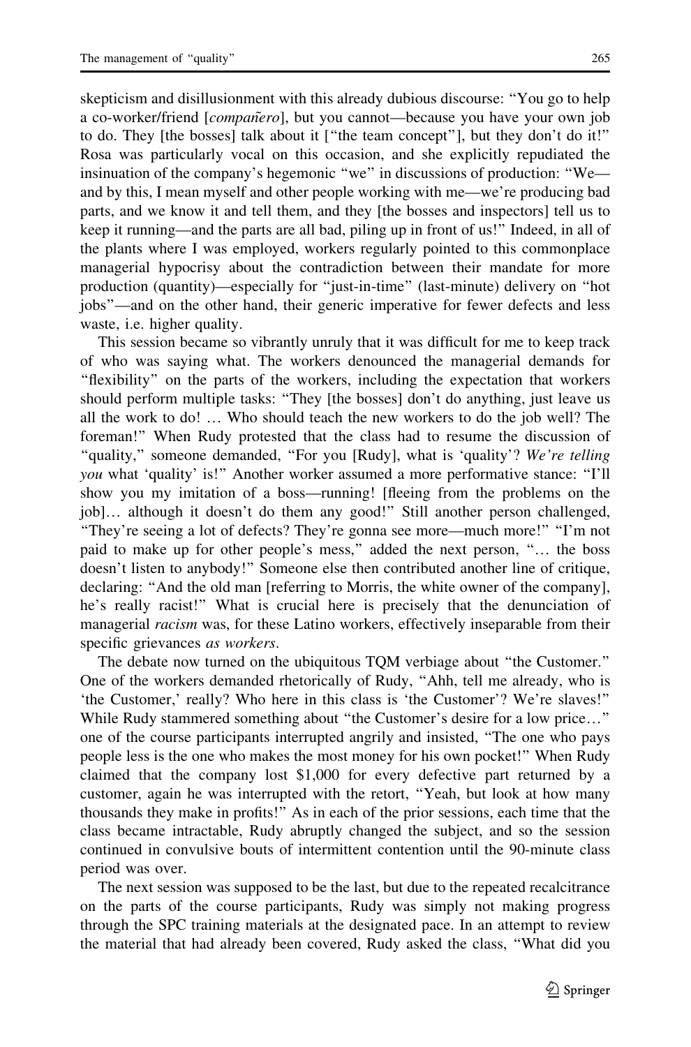skepticism and disillusionment with this already dubious discourse: "You go to help a co-worker/friend [*compañero*], but you cannot—because you have your own job to do. They [the bosses] talk about it ["the team concept"], but they don't do it!" Rosa was particularly vocal on this occasion, and she explicitly repudiated the insinuation of the company's hegemonic "we" in discussions of production: "We—and by this, I mean myself and other people working with me—we're producing bad parts, and we know it and tell them, and they [the bosses and inspectors] tell us to keep it running—and the parts are all bad, piling up in front of us!" Indeed, in all of the plants where I was employed, workers regularly pointed to this commonplace managerial hypocrisy about the contradiction between their mandate for more production (quantity)—especially for "just-in-time" (last-minute) delivery on "hot jobs"—and on the other hand, their generic imperative for fewer defects and less waste, i.e. higher quality.

This session became so vibrantly unruly that it was difficult for me to keep track of who was saying what. The workers denounced the managerial demands for "flexibility" on the parts of the workers, including the expectation that workers should perform multiple tasks: "They [the bosses] don't do anything, just leave us all the work to do! … Who should teach the new workers to do the job well? The foreman!" When Rudy protested that the class had to resume the discussion of "quality," someone demanded, "For you [Rudy], what is 'quality'? *We're telling you* what 'quality' is!" Another worker assumed a more performative stance: "I'll show you my imitation of a boss—running! [fleeing from the problems on the job]… although it doesn't do them any good!" Still another person challenged, "They're seeing a lot of defects? They're gonna see more—much more!" "I'm not paid to make up for other people's mess," added the next person, "… the boss doesn't listen to anybody!" Someone else then contributed another line of critique, declaring: "And the old man [referring to Morris, the white owner of the company], he's really racist!" What is crucial here is precisely that the denunciation of managerial *racism* was, for these Latino workers, effectively inseparable from their specific grievances *as workers*.

The debate now turned on the ubiquitous TQM verbiage about "the Customer." One of the workers demanded rhetorically of Rudy, "Ahh, tell me already, who is 'the Customer,' really? Who here in this class is 'the Customer'? We're slaves!" While Rudy stammered something about "the Customer's desire for a low price…" one of the course participants interrupted angrily and insisted, "The one who pays people less is the one who makes the most money for his own pocket!" When Rudy claimed that the company lost $1,000 for every defective part returned by a customer, again he was interrupted with the retort, "Yeah, but look at how many thousands they make in profits!" As in each of the prior sessions, each time that the class became intractable, Rudy abruptly changed the subject, and so the session continued in convulsive bouts of intermittent contention until the 90-minute class period was over.

The next session was supposed to be the last, but due to the repeated recalcitrance on the parts of the course participants, Rudy was simply not making progress through the SPC training materials at the designated pace. In an attempt to review the material that had already been covered, Rudy asked the class, "What did you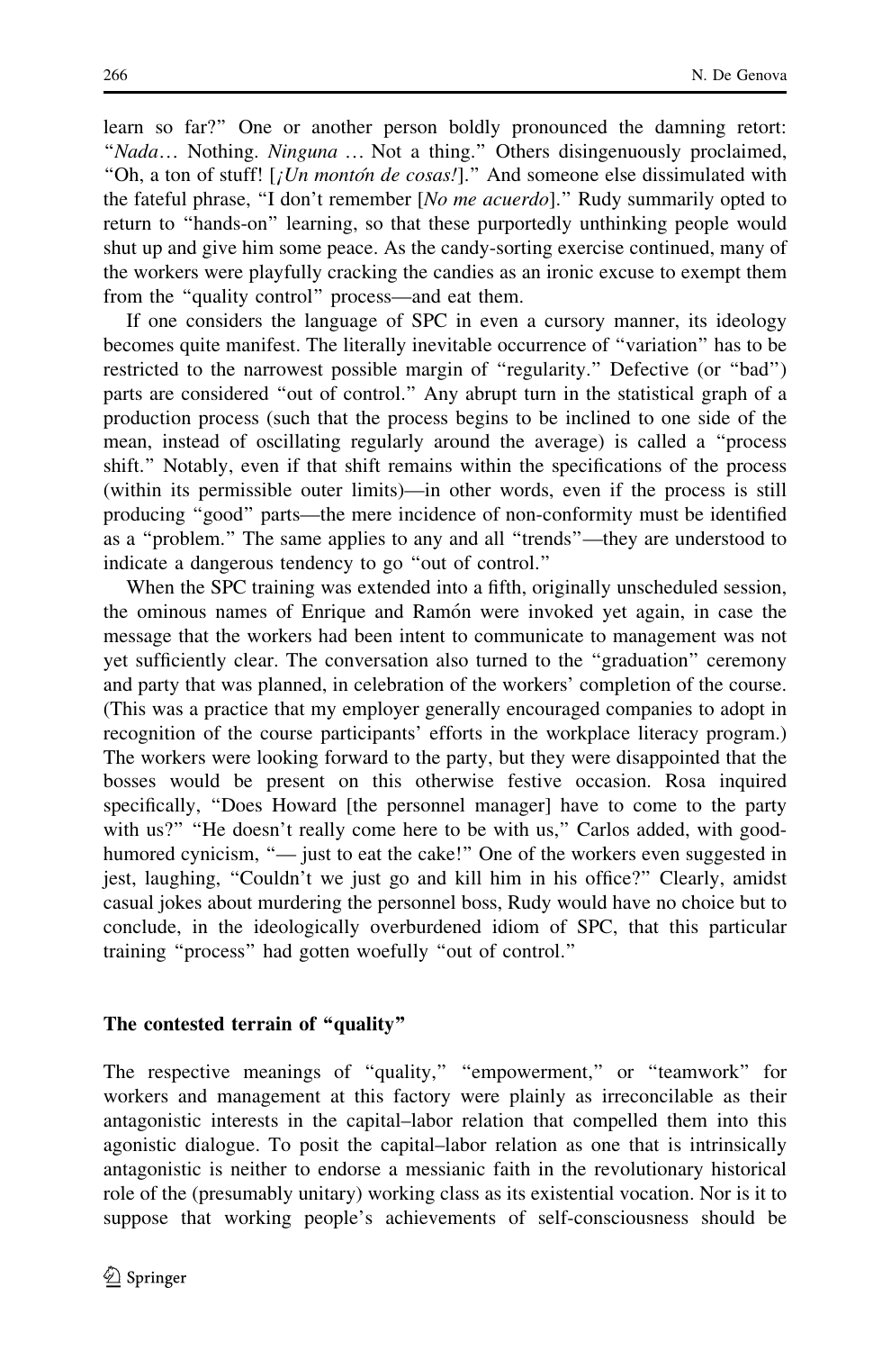learn so far?" One or another person boldly pronounced the damning retort: "*Nada*… Nothing. *Ninguna* … Not a thing." Others disingenuously proclaimed, "Oh, a ton of stuff! [*¡Un montón de cosas!*]." And someone else dissimulated with the fateful phrase, "I don't remember [*No me acuerdo*]." Rudy summarily opted to return to "hands-on" learning, so that these purportedly unthinking people would shut up and give him some peace. As the candy-sorting exercise continued, many of the workers were playfully cracking the candies as an ironic excuse to exempt them from the "quality control" process—and eat them.

If one considers the language of SPC in even a cursory manner, its ideology becomes quite manifest. The literally inevitable occurrence of "variation" has to be restricted to the narrowest possible margin of "regularity." Defective (or "bad") parts are considered "out of control." Any abrupt turn in the statistical graph of a production process (such that the process begins to be inclined to one side of the mean, instead of oscillating regularly around the average) is called a "process shift." Notably, even if that shift remains within the specifications of the process (within its permissible outer limits)—in other words, even if the process is still producing "good" parts—the mere incidence of non-conformity must be identified as a "problem." The same applies to any and all "trends"—they are understood to indicate a dangerous tendency to go "out of control."

When the SPC training was extended into a fifth, originally unscheduled session, the ominous names of Enrique and Ramón were invoked yet again, in case the message that the workers had been intent to communicate to management was not yet sufficiently clear. The conversation also turned to the "graduation" ceremony and party that was planned, in celebration of the workers' completion of the course. (This was a practice that my employer generally encouraged companies to adopt in recognition of the course participants' efforts in the workplace literacy program.) The workers were looking forward to the party, but they were disappointed that the bosses would be present on this otherwise festive occasion. Rosa inquired specifically, "Does Howard [the personnel manager] have to come to the party with us?" "He doesn't really come here to be with us," Carlos added, with good-humored cynicism, "— just to eat the cake!" One of the workers even suggested in jest, laughing, "Couldn't we just go and kill him in his office?" Clearly, amidst casual jokes about murdering the personnel boss, Rudy would have no choice but to conclude, in the ideologically overburdened idiom of SPC, that this particular training "process" had gotten woefully "out of control."

### The contested terrain of "quality"

The respective meanings of "quality," "empowerment," or "teamwork" for workers and management at this factory were plainly as irreconcilable as their antagonistic interests in the capital–labor relation that compelled them into this agonistic dialogue. To posit the capital–labor relation as one that is intrinsically antagonistic is neither to endorse a messianic faith in the revolutionary historical role of the (presumably unitary) working class as its existential vocation. Nor is it to suppose that working people's achievements of self-consciousness should be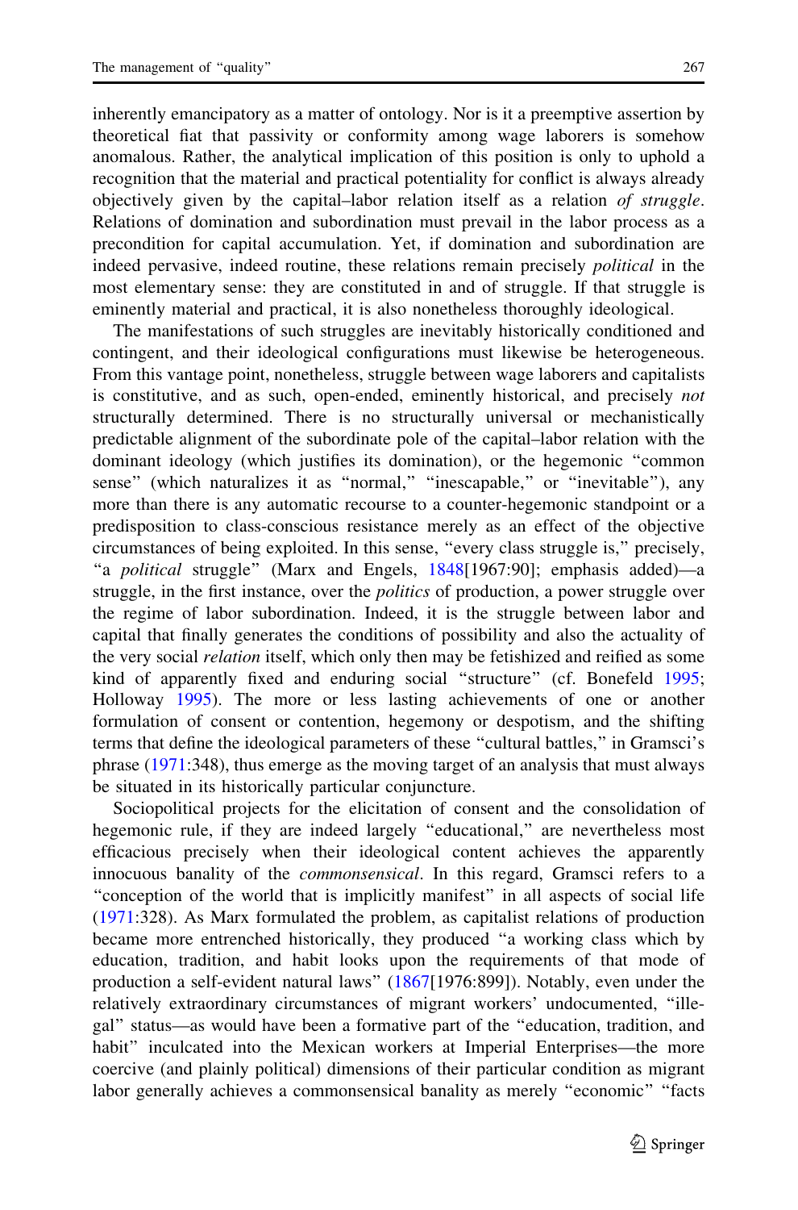inherently emancipatory as a matter of ontology. Nor is it a preemptive assertion by theoretical fiat that passivity or conformity among wage laborers is somehow anomalous. Rather, the analytical implication of this position is only to uphold a recognition that the material and practical potentiality for conflict is always already objectively given by the capital–labor relation itself as a relation *of struggle*. Relations of domination and subordination must prevail in the labor process as a precondition for capital accumulation. Yet, if domination and subordination are indeed pervasive, indeed routine, these relations remain precisely *political* in the most elementary sense: they are constituted in and of struggle. If that struggle is eminently material and practical, it is also nonetheless thoroughly ideological.

The manifestations of such struggles are inevitably historically conditioned and contingent, and their ideological configurations must likewise be heterogeneous. From this vantage point, nonetheless, struggle between wage laborers and capitalists is constitutive, and as such, open-ended, eminently historical, and precisely *not* structurally determined. There is no structurally universal or mechanistically predictable alignment of the subordinate pole of the capital–labor relation with the dominant ideology (which justifies its domination), or the hegemonic "common sense" (which naturalizes it as "normal," "inescapable," or "inevitable"), any more than there is any automatic recourse to a counter-hegemonic standpoint or a predisposition to class-conscious resistance merely as an effect of the objective circumstances of being exploited. In this sense, "every class struggle is," precisely, "a *political* struggle" (Marx and Engels, 1848[1967:90]; emphasis added)—a struggle, in the first instance, over the *politics* of production, a power struggle over the regime of labor subordination. Indeed, it is the struggle between labor and capital that finally generates the conditions of possibility and also the actuality of the very social *relation* itself, which only then may be fetishized and reified as some kind of apparently fixed and enduring social "structure" (cf. Bonefeld 1995; Holloway 1995). The more or less lasting achievements of one or another formulation of consent or contention, hegemony or despotism, and the shifting terms that define the ideological parameters of these "cultural battles," in Gramsci's phrase (1971:348), thus emerge as the moving target of an analysis that must always be situated in its historically particular conjuncture.

Sociopolitical projects for the elicitation of consent and the consolidation of hegemonic rule, if they are indeed largely "educational," are nevertheless most efficacious precisely when their ideological content achieves the apparently innocuous banality of the *commonsensical*. In this regard, Gramsci refers to a "conception of the world that is implicitly manifest" in all aspects of social life (1971:328). As Marx formulated the problem, as capitalist relations of production became more entrenched historically, they produced "a working class which by education, tradition, and habit looks upon the requirements of that mode of production a self-evident natural laws" (1867[1976:899]). Notably, even under the relatively extraordinary circumstances of migrant workers' undocumented, "illegal" status—as would have been a formative part of the "education, tradition, and habit" inculcated into the Mexican workers at Imperial Enterprises—the more coercive (and plainly political) dimensions of their particular condition as migrant labor generally achieves a commonsensical banality as merely "economic" "facts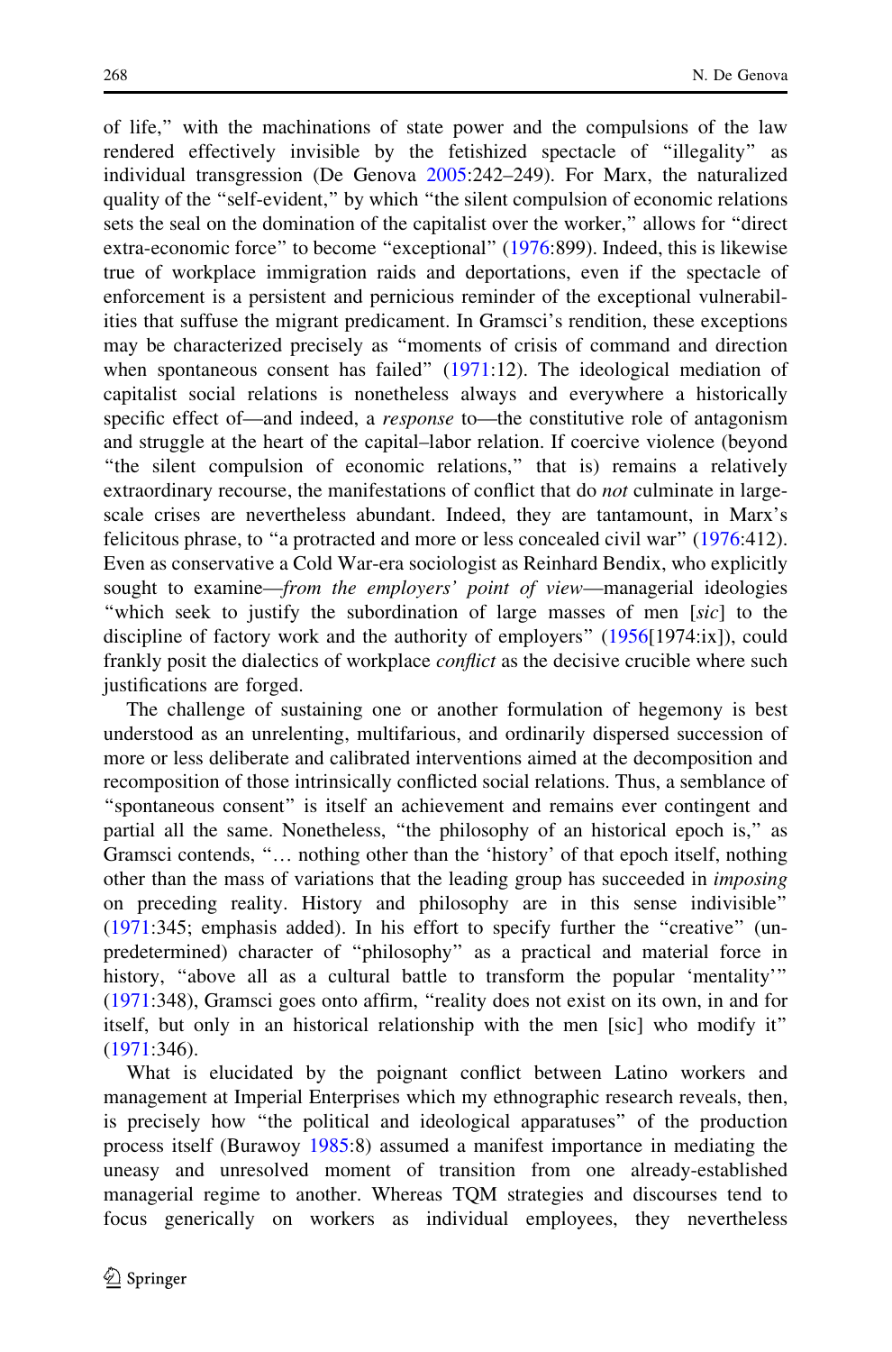of life," with the machinations of state power and the compulsions of the law rendered effectively invisible by the fetishized spectacle of "illegality" as individual transgression (De Genova 2005:242–249). For Marx, the naturalized quality of the "self-evident," by which "the silent compulsion of economic relations sets the seal on the domination of the capitalist over the worker," allows for "direct extra-economic force" to become "exceptional" (1976:899). Indeed, this is likewise true of workplace immigration raids and deportations, even if the spectacle of enforcement is a persistent and pernicious reminder of the exceptional vulnerabilities that suffuse the migrant predicament. In Gramsci's rendition, these exceptions may be characterized precisely as "moments of crisis of command and direction when spontaneous consent has failed" (1971:12). The ideological mediation of capitalist social relations is nonetheless always and everywhere a historically specific effect of—and indeed, a *response* to—the constitutive role of antagonism and struggle at the heart of the capital–labor relation. If coercive violence (beyond "the silent compulsion of economic relations," that is) remains a relatively extraordinary recourse, the manifestations of conflict that do *not* culminate in large-scale crises are nevertheless abundant. Indeed, they are tantamount, in Marx's felicitous phrase, to "a protracted and more or less concealed civil war" (1976:412). Even as conservative a Cold War-era sociologist as Reinhard Bendix, who explicitly sought to examine—*from the employers' point of view*—managerial ideologies "which seek to justify the subordination of large masses of men [*sic*] to the discipline of factory work and the authority of employers" (1956[1974:ix]), could frankly posit the dialectics of workplace *conflict* as the decisive crucible where such justifications are forged.

The challenge of sustaining one or another formulation of hegemony is best understood as an unrelenting, multifarious, and ordinarily dispersed succession of more or less deliberate and calibrated interventions aimed at the decomposition and recomposition of those intrinsically conflicted social relations. Thus, a semblance of "spontaneous consent" is itself an achievement and remains ever contingent and partial all the same. Nonetheless, "the philosophy of an historical epoch is," as Gramsci contends, "… nothing other than the 'history' of that epoch itself, nothing other than the mass of variations that the leading group has succeeded in *imposing* on preceding reality. History and philosophy are in this sense indivisible" (1971:345; emphasis added). In his effort to specify further the "creative" (un-predetermined) character of "philosophy" as a practical and material force in history, "above all as a cultural battle to transform the popular 'mentality'" (1971:348), Gramsci goes onto affirm, "reality does not exist on its own, in and for itself, but only in an historical relationship with the men [sic] who modify it" (1971:346).

What is elucidated by the poignant conflict between Latino workers and management at Imperial Enterprises which my ethnographic research reveals, then, is precisely how "the political and ideological apparatuses" of the production process itself (Burawoy 1985:8) assumed a manifest importance in mediating the uneasy and unresolved moment of transition from one already-established managerial regime to another. Whereas TQM strategies and discourses tend to focus generically on workers as individual employees, they nevertheless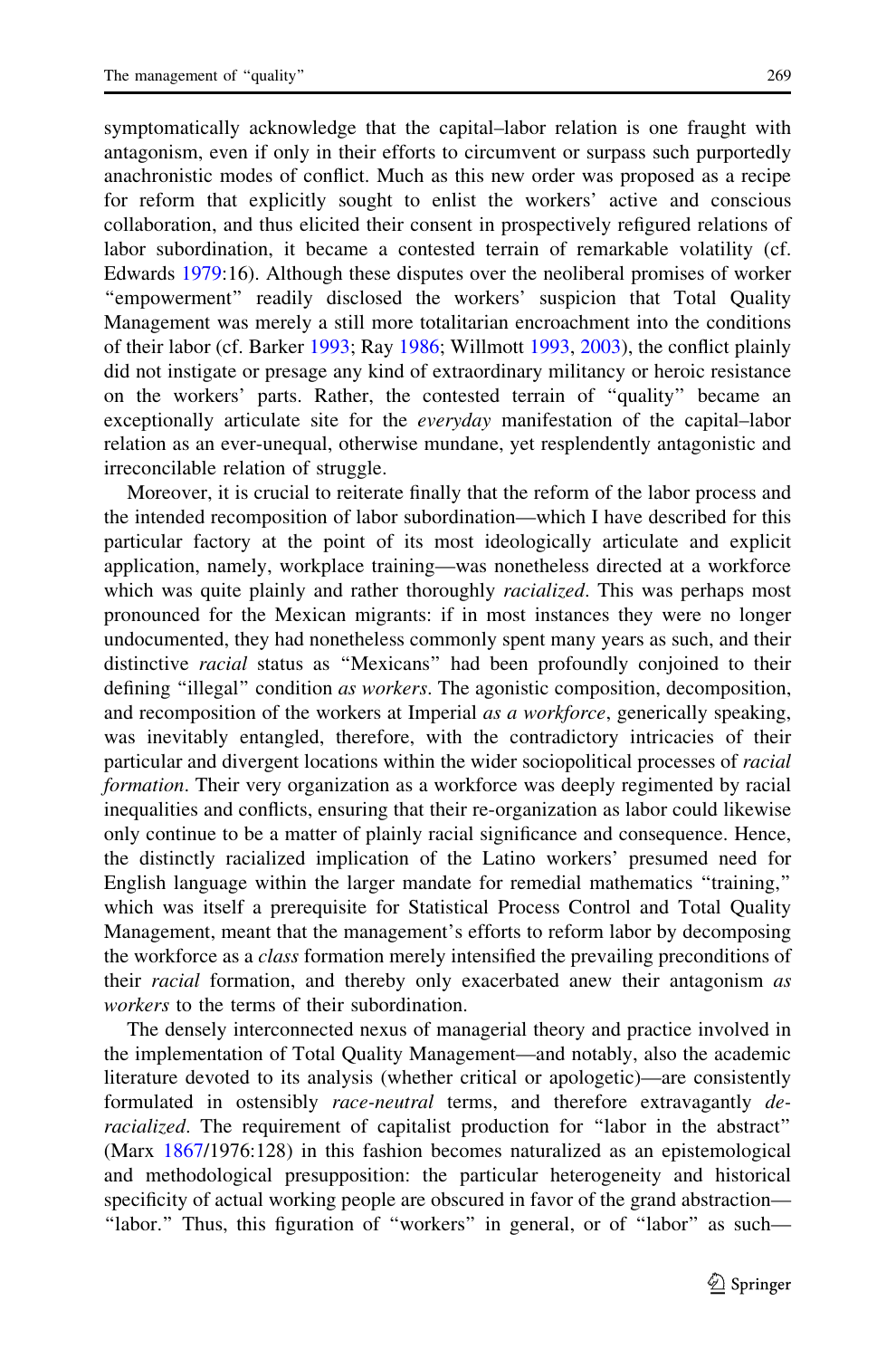symptomatically acknowledge that the capital–labor relation is one fraught with antagonism, even if only in their efforts to circumvent or surpass such purportedly anachronistic modes of conflict. Much as this new order was proposed as a recipe for reform that explicitly sought to enlist the workers' active and conscious collaboration, and thus elicited their consent in prospectively refigured relations of labor subordination, it became a contested terrain of remarkable volatility (cf. Edwards 1979:16). Although these disputes over the neoliberal promises of worker "empowerment" readily disclosed the workers' suspicion that Total Quality Management was merely a still more totalitarian encroachment into the conditions of their labor (cf. Barker 1993; Ray 1986; Willmott 1993, 2003), the conflict plainly did not instigate or presage any kind of extraordinary militancy or heroic resistance on the workers' parts. Rather, the contested terrain of "quality" became an exceptionally articulate site for the *everyday* manifestation of the capital–labor relation as an ever-unequal, otherwise mundane, yet resplendently antagonistic and irreconcilable relation of struggle.

Moreover, it is crucial to reiterate finally that the reform of the labor process and the intended recomposition of labor subordination—which I have described for this particular factory at the point of its most ideologically articulate and explicit application, namely, workplace training—was nonetheless directed at a workforce which was quite plainly and rather thoroughly *racialized*. This was perhaps most pronounced for the Mexican migrants: if in most instances they were no longer undocumented, they had nonetheless commonly spent many years as such, and their distinctive *racial* status as "Mexicans" had been profoundly conjoined to their defining "illegal" condition *as workers*. The agonistic composition, decomposition, and recomposition of the workers at Imperial *as a workforce*, generically speaking, was inevitably entangled, therefore, with the contradictory intricacies of their particular and divergent locations within the wider sociopolitical processes of *racial formation*. Their very organization as a workforce was deeply regimented by racial inequalities and conflicts, ensuring that their re-organization as labor could likewise only continue to be a matter of plainly racial significance and consequence. Hence, the distinctly racialized implication of the Latino workers' presumed need for English language within the larger mandate for remedial mathematics "training," which was itself a prerequisite for Statistical Process Control and Total Quality Management, meant that the management's efforts to reform labor by decomposing the workforce as a *class* formation merely intensified the prevailing preconditions of their *racial* formation, and thereby only exacerbated anew their antagonism *as workers* to the terms of their subordination.

The densely interconnected nexus of managerial theory and practice involved in the implementation of Total Quality Management—and notably, also the academic literature devoted to its analysis (whether critical or apologetic)—are consistently formulated in ostensibly *race-neutral* terms, and therefore extravagantly *de-racialized*. The requirement of capitalist production for "labor in the abstract" (Marx 1867/1976:128) in this fashion becomes naturalized as an epistemological and methodological presupposition: the particular heterogeneity and historical specificity of actual working people are obscured in favor of the grand abstraction—"labor." Thus, this figuration of "workers" in general, or of "labor" as such—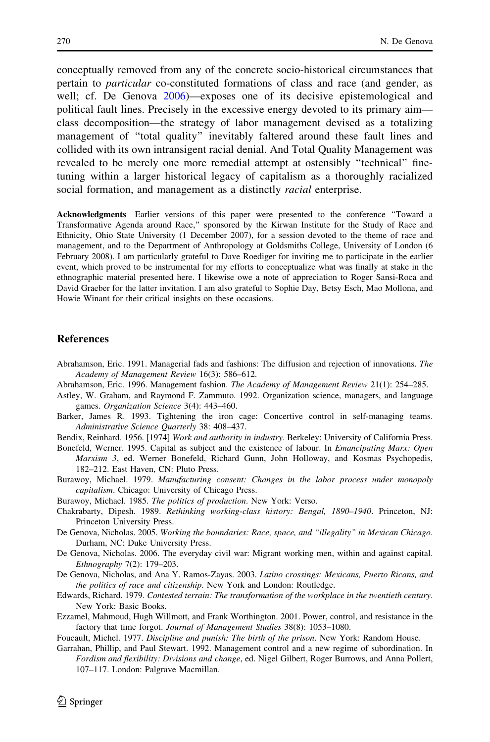conceptually removed from any of the concrete socio-historical circumstances that pertain to *particular* co-constituted formations of class and race (and gender, as well; cf. De Genova 2006)—exposes one of its decisive epistemological and political fault lines. Precisely in the excessive energy devoted to its primary aim—class decomposition—the strategy of labor management devised as a totalizing management of "total quality" inevitably faltered around these fault lines and collided with its own intransigent racial denial. And Total Quality Management was revealed to be merely one more remedial attempt at ostensibly "technical" fine-tuning within a larger historical legacy of capitalism as a thoroughly racialized social formation, and management as a distinctly *racial* enterprise.

**Acknowledgments** Earlier versions of this paper were presented to the conference "Toward a Transformative Agenda around Race," sponsored by the Kirwan Institute for the Study of Race and Ethnicity, Ohio State University (1 December 2007), for a session devoted to the theme of race and management, and to the Department of Anthropology at Goldsmiths College, University of London (6 February 2008). I am particularly grateful to Dave Roediger for inviting me to participate in the earlier event, which proved to be instrumental for my efforts to conceptualize what was finally at stake in the ethnographic material presented here. I likewise owe a note of appreciation to Roger Sansi-Roca and David Graeber for the latter invitation. I am also grateful to Sophie Day, Betsy Esch, Mao Mollona, and Howie Winant for their critical insights on these occasions.

## References

Abrahamson, Eric. 1991. Managerial fads and fashions: The diffusion and rejection of innovations. *The Academy of Management Review* 16(3): 586–612.

Abrahamson, Eric. 1996. Management fashion. *The Academy of Management Review* 21(1): 254–285.

Astley, W. Graham, and Raymond F. Zammuto. 1992. Organization science, managers, and language games. *Organization Science* 3(4): 443–460.

Barker, James R. 1993. Tightening the iron cage: Concertive control in self-managing teams. *Administrative Science Quarterly* 38: 408–437.

Bendix, Reinhard. 1956. [1974] *Work and authority in industry*. Berkeley: University of California Press.

Bonefeld, Werner. 1995. Capital as subject and the existence of labour. In *Emancipating Marx: Open Marxism 3*, ed. Werner Bonefeld, Richard Gunn, John Holloway, and Kosmas Psychopedis, 182–212. East Haven, CN: Pluto Press.

Burawoy, Michael. 1979. *Manufacturing consent: Changes in the labor process under monopoly capitalism*. Chicago: University of Chicago Press.

Burawoy, Michael. 1985. *The politics of production*. New York: Verso.

Chakrabarty, Dipesh. 1989. *Rethinking working-class history: Bengal, 1890–1940*. Princeton, NJ: Princeton University Press.

De Genova, Nicholas. 2005. *Working the boundaries: Race, space, and "illegality" in Mexican Chicago*. Durham, NC: Duke University Press.

De Genova, Nicholas. 2006. The everyday civil war: Migrant working men, within and against capital. *Ethnography* 7(2): 179–203.

De Genova, Nicholas, and Ana Y. Ramos-Zayas. 2003. *Latino crossings: Mexicans, Puerto Ricans, and the politics of race and citizenship*. New York and London: Routledge.

Edwards, Richard. 1979. *Contested terrain: The transformation of the workplace in the twentieth century*. New York: Basic Books.

Ezzamel, Mahmoud, Hugh Willmott, and Frank Worthington. 2001. Power, control, and resistance in the factory that time forgot. *Journal of Management Studies* 38(8): 1053–1080.

Foucault, Michel. 1977. *Discipline and punish: The birth of the prison*. New York: Random House.

Garrahan, Phillip, and Paul Stewart. 1992. Management control and a new regime of subordination. In *Fordism and flexibility: Divisions and change*, ed. Nigel Gilbert, Roger Burrows, and Anna Pollert, 107–117. London: Palgrave Macmillan.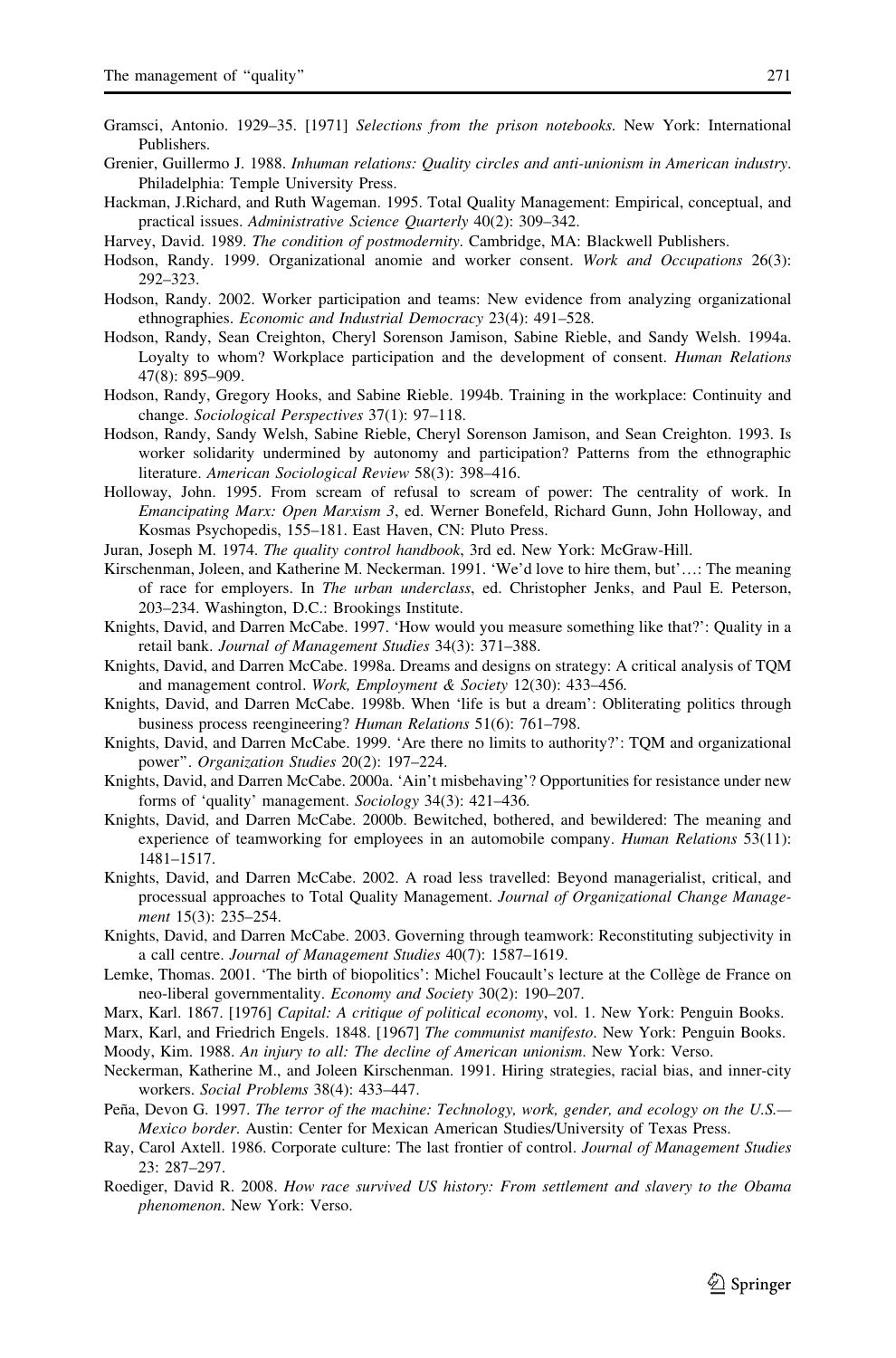Gramsci, Antonio. 1929–35. [1971] *Selections from the prison notebooks*. New York: International Publishers.

Grenier, Guillermo J. 1988. *Inhuman relations: Quality circles and anti-unionism in American industry*. Philadelphia: Temple University Press.

Hackman, J.Richard, and Ruth Wageman. 1995. Total Quality Management: Empirical, conceptual, and practical issues. *Administrative Science Quarterly* 40(2): 309–342.

Harvey, David. 1989. *The condition of postmodernity*. Cambridge, MA: Blackwell Publishers.

Hodson, Randy. 1999. Organizational anomie and worker consent. *Work and Occupations* 26(3): 292–323.

Hodson, Randy. 2002. Worker participation and teams: New evidence from analyzing organizational ethnographies. *Economic and Industrial Democracy* 23(4): 491–528.

Hodson, Randy, Sean Creighton, Cheryl Sorenson Jamison, Sabine Rieble, and Sandy Welsh. 1994a. Loyalty to whom? Workplace participation and the development of consent. *Human Relations* 47(8): 895–909.

Hodson, Randy, Gregory Hooks, and Sabine Rieble. 1994b. Training in the workplace: Continuity and change. *Sociological Perspectives* 37(1): 97–118.

Hodson, Randy, Sandy Welsh, Sabine Rieble, Cheryl Sorenson Jamison, and Sean Creighton. 1993. Is worker solidarity undermined by autonomy and participation? Patterns from the ethnographic literature. *American Sociological Review* 58(3): 398–416.

Holloway, John. 1995. From scream of refusal to scream of power: The centrality of work. In *Emancipating Marx: Open Marxism 3*, ed. Werner Bonefeld, Richard Gunn, John Holloway, and Kosmas Psychopedis, 155–181. East Haven, CN: Pluto Press.

Juran, Joseph M. 1974. *The quality control handbook*, 3rd ed. New York: McGraw-Hill.

Kirschenman, Joleen, and Katherine M. Neckerman. 1991. 'We'd love to hire them, but'…: The meaning of race for employers. In *The urban underclass*, ed. Christopher Jenks, and Paul E. Peterson, 203–234. Washington, D.C.: Brookings Institute.

Knights, David, and Darren McCabe. 1997. 'How would you measure something like that?': Quality in a retail bank. *Journal of Management Studies* 34(3): 371–388.

Knights, David, and Darren McCabe. 1998a. Dreams and designs on strategy: A critical analysis of TQM and management control. *Work, Employment & Society* 12(30): 433–456.

Knights, David, and Darren McCabe. 1998b. When 'life is but a dream': Obliterating politics through business process reengineering? *Human Relations* 51(6): 761–798.

Knights, David, and Darren McCabe. 1999. 'Are there no limits to authority?': TQM and organizational power". *Organization Studies* 20(2): 197–224.

Knights, David, and Darren McCabe. 2000a. 'Ain't misbehaving'? Opportunities for resistance under new forms of 'quality' management. *Sociology* 34(3): 421–436.

Knights, David, and Darren McCabe. 2000b. Bewitched, bothered, and bewildered: The meaning and experience of teamworking for employees in an automobile company. *Human Relations* 53(11): 1481–1517.

Knights, David, and Darren McCabe. 2002. A road less travelled: Beyond managerialist, critical, and processual approaches to Total Quality Management. *Journal of Organizational Change Management* 15(3): 235–254.

Knights, David, and Darren McCabe. 2003. Governing through teamwork: Reconstituting subjectivity in a call centre. *Journal of Management Studies* 40(7): 1587–1619.

Lemke, Thomas. 2001. 'The birth of biopolitics': Michel Foucault's lecture at the Collège de France on neo-liberal governmentality. *Economy and Society* 30(2): 190–207.

Marx, Karl. 1867. [1976] *Capital: A critique of political economy*, vol. 1. New York: Penguin Books.

Marx, Karl, and Friedrich Engels. 1848. [1967] *The communist manifesto*. New York: Penguin Books.

Moody, Kim. 1988. *An injury to all: The decline of American unionism*. New York: Verso.

Neckerman, Katherine M., and Joleen Kirschenman. 1991. Hiring strategies, racial bias, and inner-city workers. *Social Problems* 38(4): 433–447.

Peña, Devon G. 1997. *The terror of the machine: Technology, work, gender, and ecology on the U.S.—Mexico border*. Austin: Center for Mexican American Studies/University of Texas Press.

Ray, Carol Axtell. 1986. Corporate culture: The last frontier of control. *Journal of Management Studies* 23: 287–297.

Roediger, David R. 2008. *How race survived US history: From settlement and slavery to the Obama phenomenon*. New York: Verso.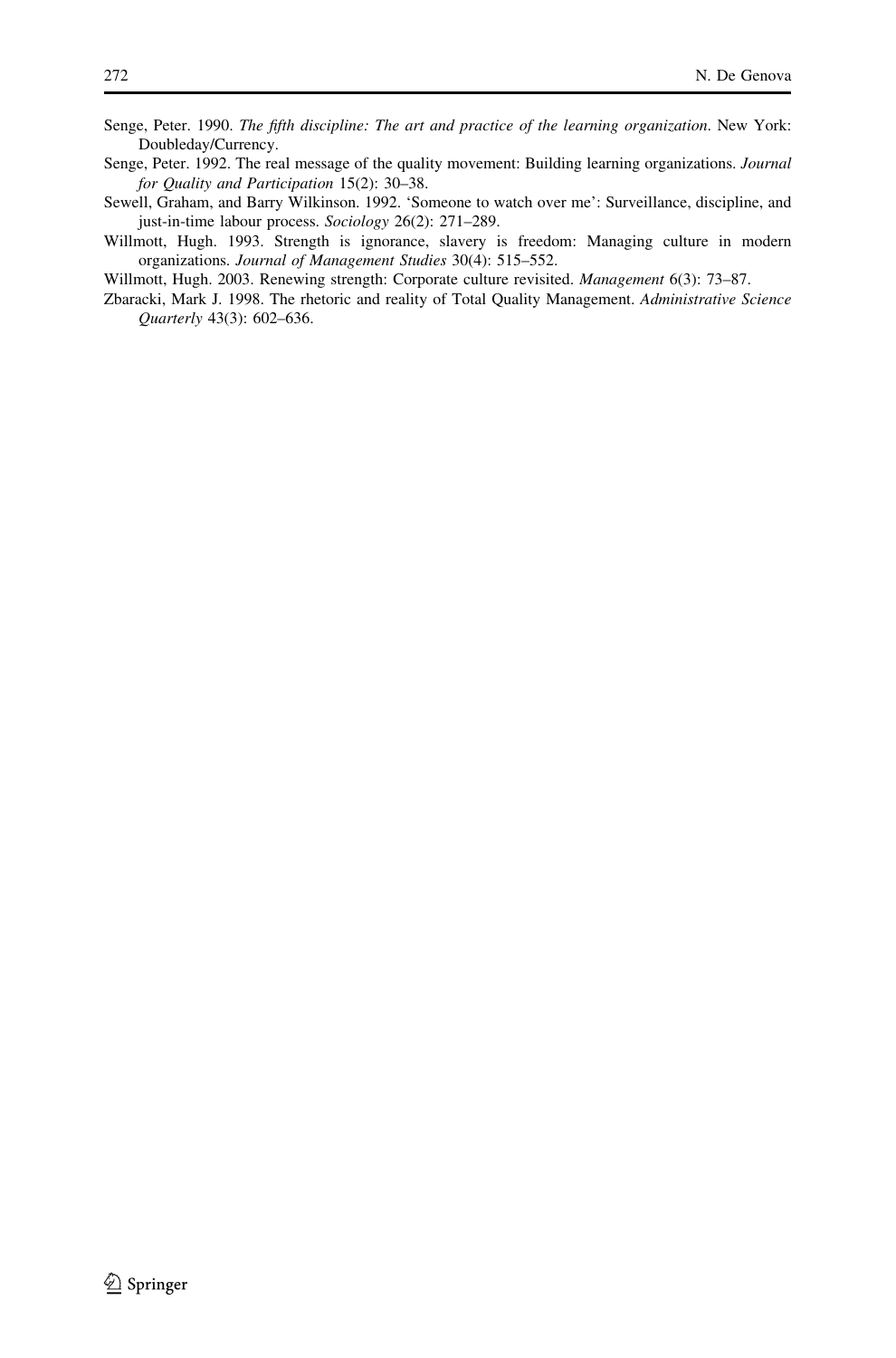Senge, Peter. 1990. *The fifth discipline: The art and practice of the learning organization*. New York: Doubleday/Currency.

Senge, Peter. 1992. The real message of the quality movement: Building learning organizations. *Journal for Quality and Participation* 15(2): 30–38.

Sewell, Graham, and Barry Wilkinson. 1992. 'Someone to watch over me': Surveillance, discipline, and just-in-time labour process. *Sociology* 26(2): 271–289.

Willmott, Hugh. 1993. Strength is ignorance, slavery is freedom: Managing culture in modern organizations. *Journal of Management Studies* 30(4): 515–552.

Willmott, Hugh. 2003. Renewing strength: Corporate culture revisited. *Management* 6(3): 73–87.

Zbaracki, Mark J. 1998. The rhetoric and reality of Total Quality Management. *Administrative Science Quarterly* 43(3): 602–636.